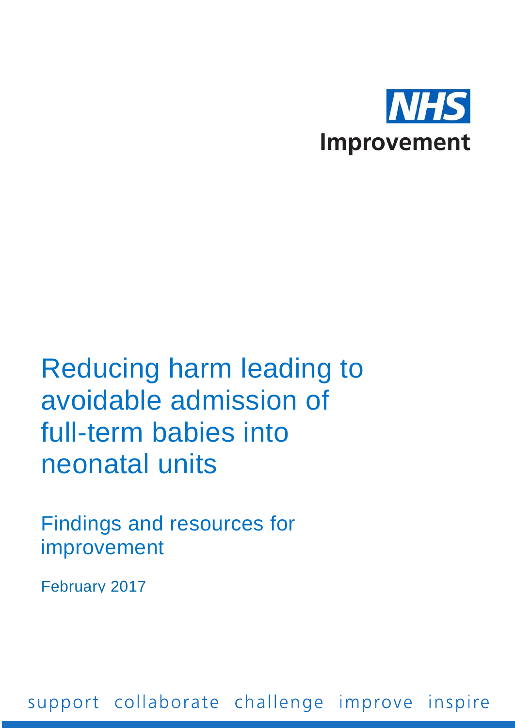NHS Improvement

# Reducing harm leading to avoidable admission of full-term babies into neonatal units

## Findings and resources for improvement

February 2017

support collaborate challenge improve inspire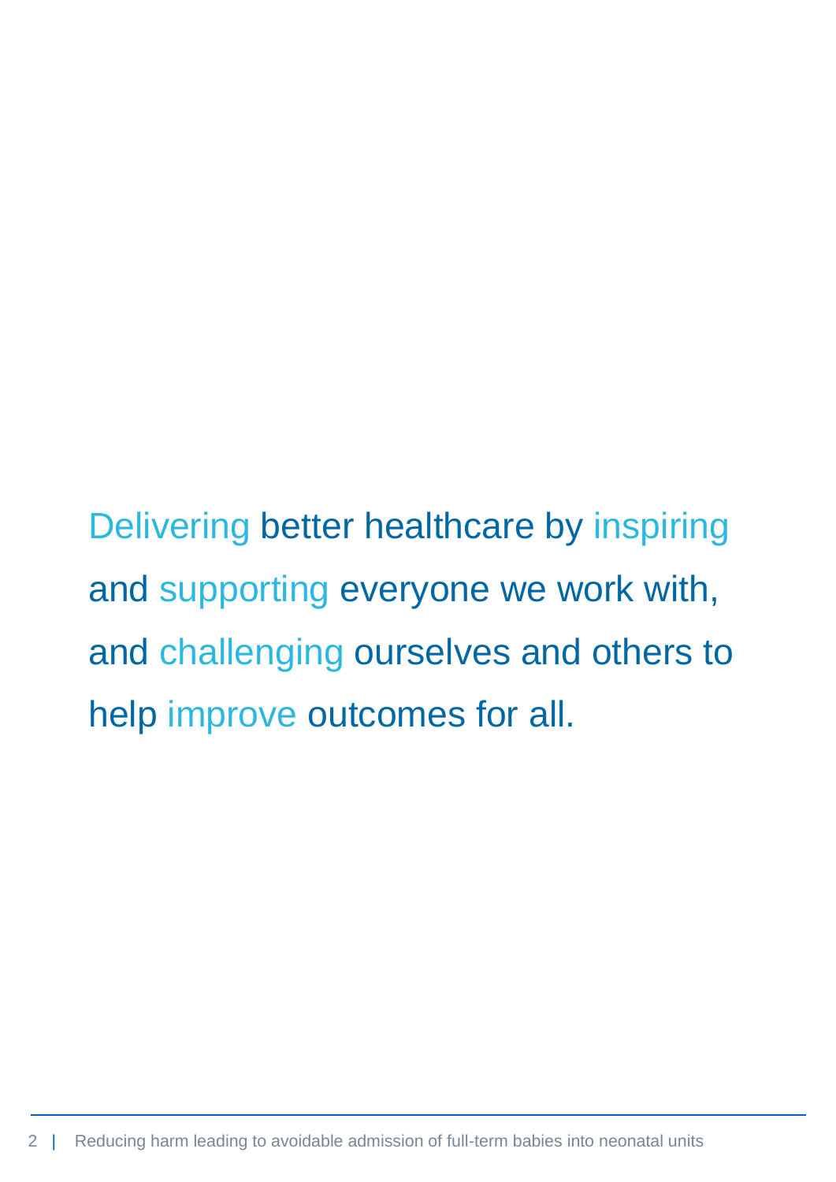Delivering better healthcare by inspiring and supporting everyone we work with, and challenging ourselves and others to help improve outcomes for all.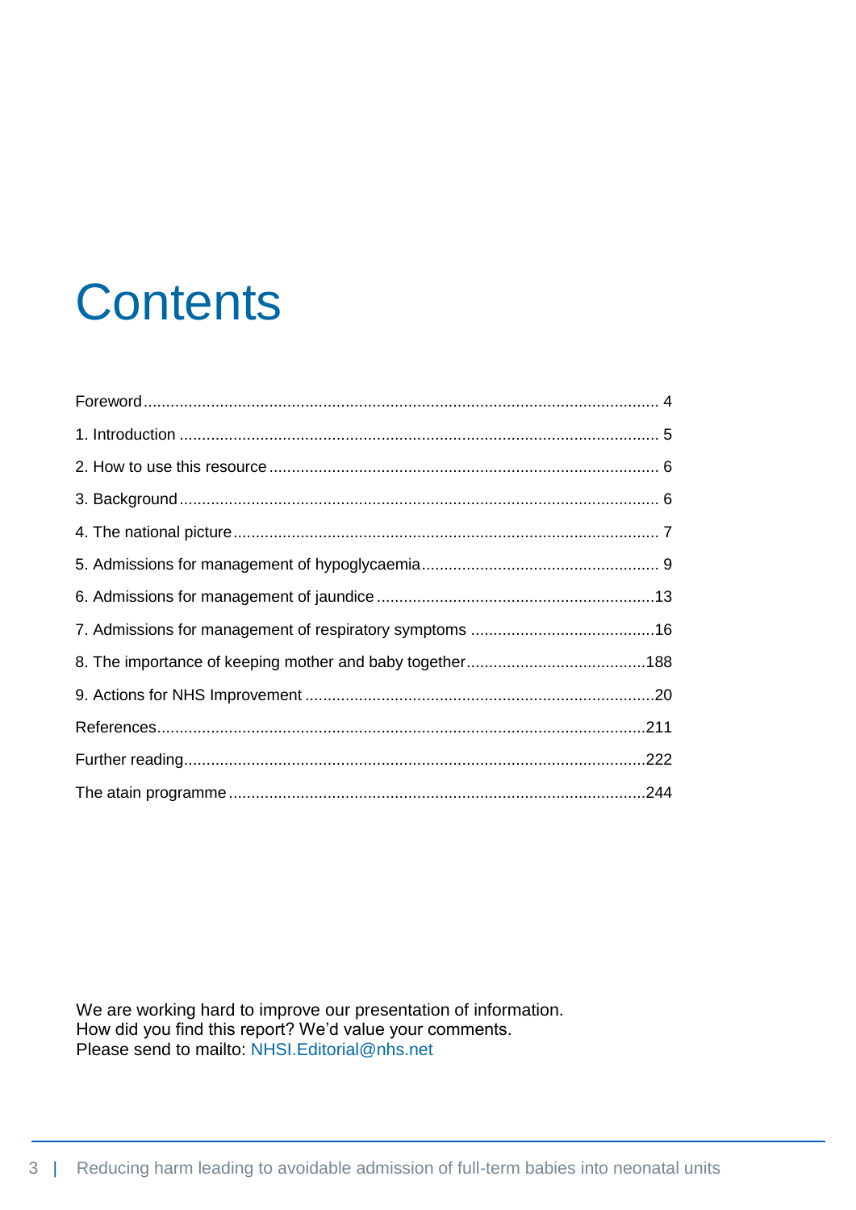# Contents

Foreword.................................................................................................................. 4

1. Introduction .......................................................................................................... 5

2. How to use this resource ...................................................................................... 6

3. Background .......................................................................................................... 6

4. The national picture .............................................................................................. 7

5. Admissions for management of hypoglycaemia..................................................... 9

6. Admissions for management of jaundice .............................................................13

7. Admissions for management of respiratory symptoms .........................................16

8. The importance of keeping mother and baby together........................................188

9. Actions for NHS Improvement .............................................................................20

References...........................................................................................................211

Further reading......................................................................................................222

The atain programme ...........................................................................................244

We are working hard to improve our presentation of information.
How did you find this report? We'd value your comments.
Please send to mailto: NHSI.Editorial@nhs.net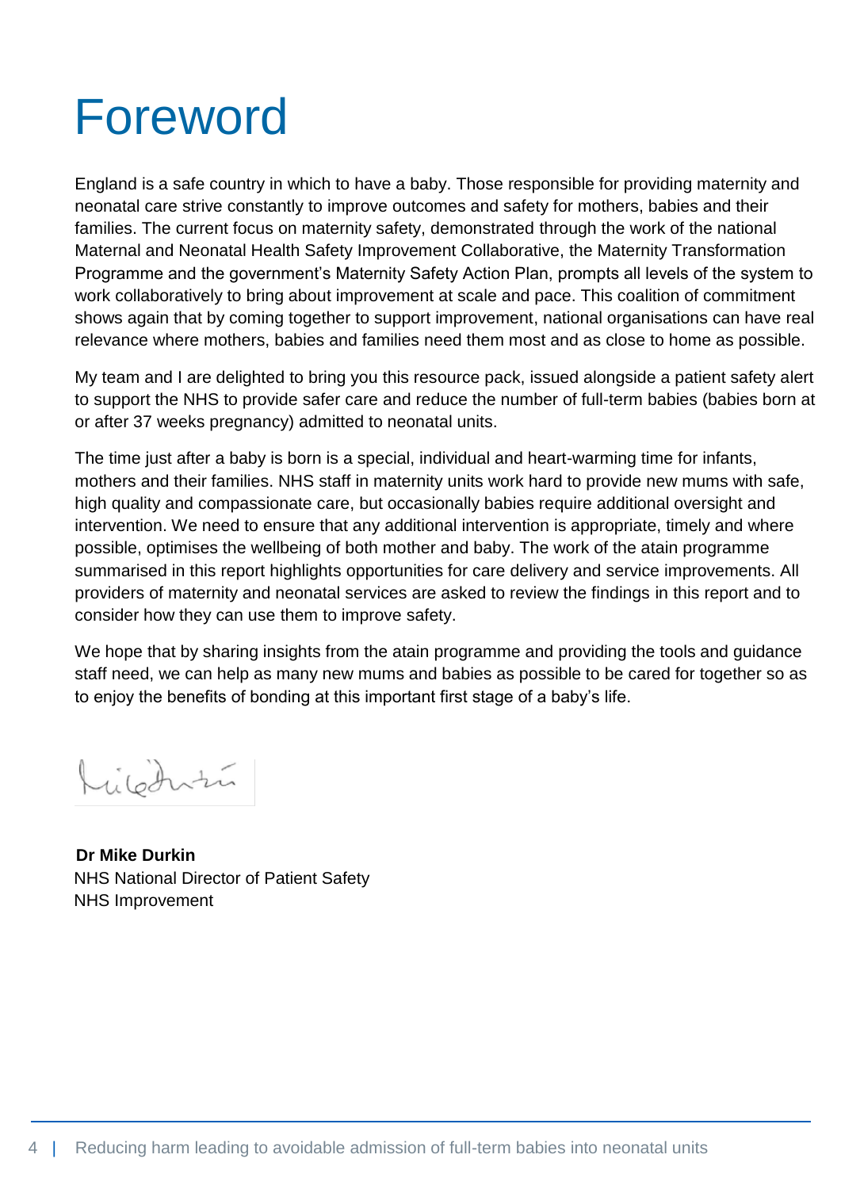# Foreword

England is a safe country in which to have a baby. Those responsible for providing maternity and neonatal care strive constantly to improve outcomes and safety for mothers, babies and their families. The current focus on maternity safety, demonstrated through the work of the national Maternal and Neonatal Health Safety Improvement Collaborative, the Maternity Transformation Programme and the government's Maternity Safety Action Plan, prompts all levels of the system to work collaboratively to bring about improvement at scale and pace. This coalition of commitment shows again that by coming together to support improvement, national organisations can have real relevance where mothers, babies and families need them most and as close to home as possible.

My team and I are delighted to bring you this resource pack, issued alongside a patient safety alert to support the NHS to provide safer care and reduce the number of full-term babies (babies born at or after 37 weeks pregnancy) admitted to neonatal units.

The time just after a baby is born is a special, individual and heart-warming time for infants, mothers and their families. NHS staff in maternity units work hard to provide new mums with safe, high quality and compassionate care, but occasionally babies require additional oversight and intervention. We need to ensure that any additional intervention is appropriate, timely and where possible, optimises the wellbeing of both mother and baby. The work of the atain programme summarised in this report highlights opportunities for care delivery and service improvements. All providers of maternity and neonatal services are asked to review the findings in this report and to consider how they can use them to improve safety.

We hope that by sharing insights from the atain programme and providing the tools and guidance staff need, we can help as many new mums and babies as possible to be cared for together so as to enjoy the benefits of bonding at this important first stage of a baby's life.

**Dr Mike Durkin**
NHS National Director of Patient Safety
NHS Improvement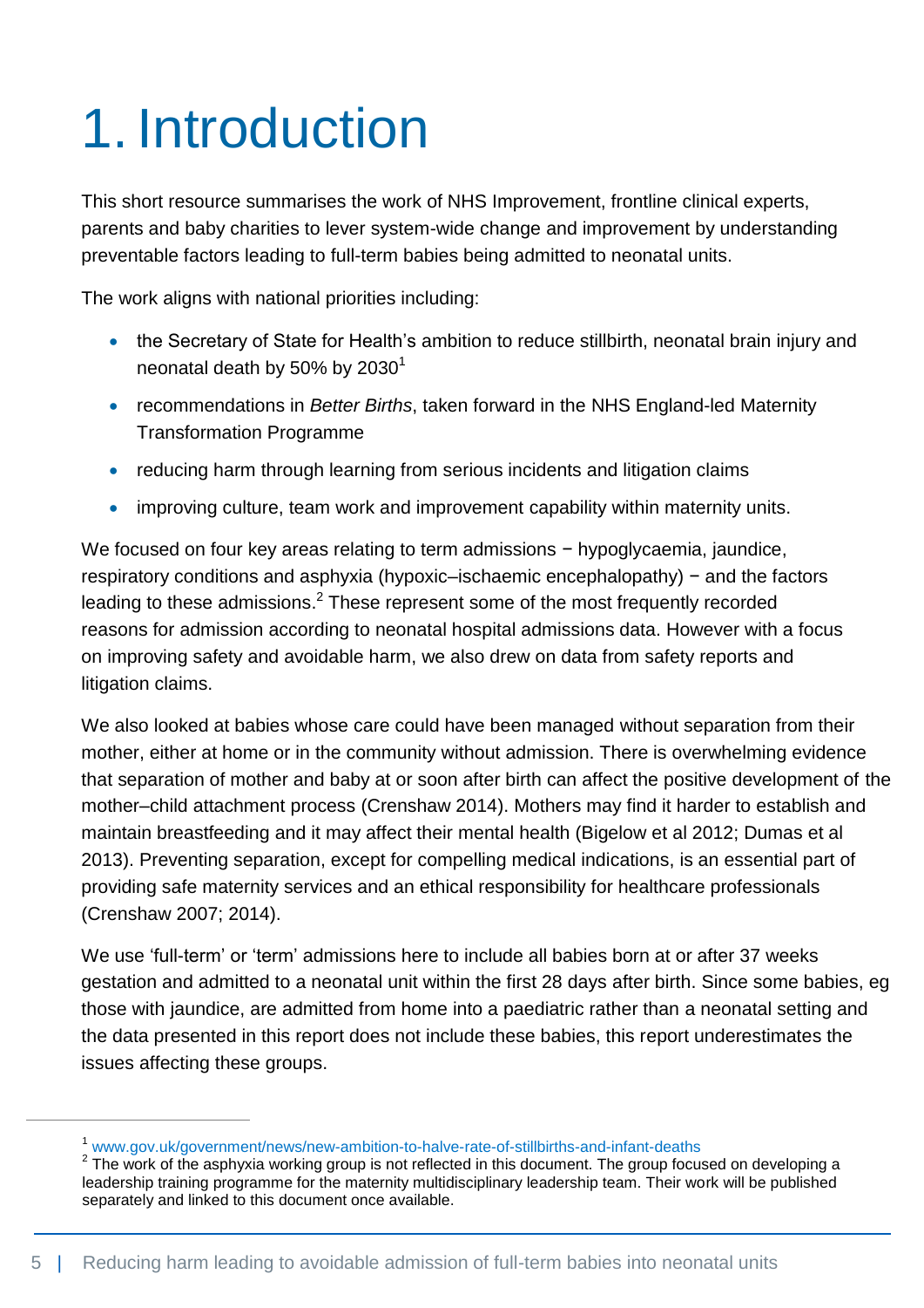# 1. Introduction

This short resource summarises the work of NHS Improvement, frontline clinical experts, parents and baby charities to lever system-wide change and improvement by understanding preventable factors leading to full-term babies being admitted to neonatal units.

The work aligns with national priorities including:

- the Secretary of State for Health's ambition to reduce stillbirth, neonatal brain injury and neonatal death by 50% by 2030[1]
- recommendations in *Better Births*, taken forward in the NHS England-led Maternity Transformation Programme
- reducing harm through learning from serious incidents and litigation claims
- improving culture, team work and improvement capability within maternity units.

We focused on four key areas relating to term admissions − hypoglycaemia, jaundice, respiratory conditions and asphyxia (hypoxic–ischaemic encephalopathy) − and the factors leading to these admissions.[2] These represent some of the most frequently recorded reasons for admission according to neonatal hospital admissions data. However with a focus on improving safety and avoidable harm, we also drew on data from safety reports and litigation claims.

We also looked at babies whose care could have been managed without separation from their mother, either at home or in the community without admission. There is overwhelming evidence that separation of mother and baby at or soon after birth can affect the positive development of the mother–child attachment process (Crenshaw 2014). Mothers may find it harder to establish and maintain breastfeeding and it may affect their mental health (Bigelow et al 2012; Dumas et al 2013). Preventing separation, except for compelling medical indications, is an essential part of providing safe maternity services and an ethical responsibility for healthcare professionals (Crenshaw 2007; 2014).

We use 'full-term' or 'term' admissions here to include all babies born at or after 37 weeks gestation and admitted to a neonatal unit within the first 28 days after birth. Since some babies, eg those with jaundice, are admitted from home into a paediatric rather than a neonatal setting and the data presented in this report does not include these babies, this report underestimates the issues affecting these groups.

---

[1] www.gov.uk/government/news/new-ambition-to-halve-rate-of-stillbirths-and-infant-deaths

[2] The work of the asphyxia working group is not reflected in this document. The group focused on developing a leadership training programme for the maternity multidisciplinary leadership team. Their work will be published separately and linked to this document once available.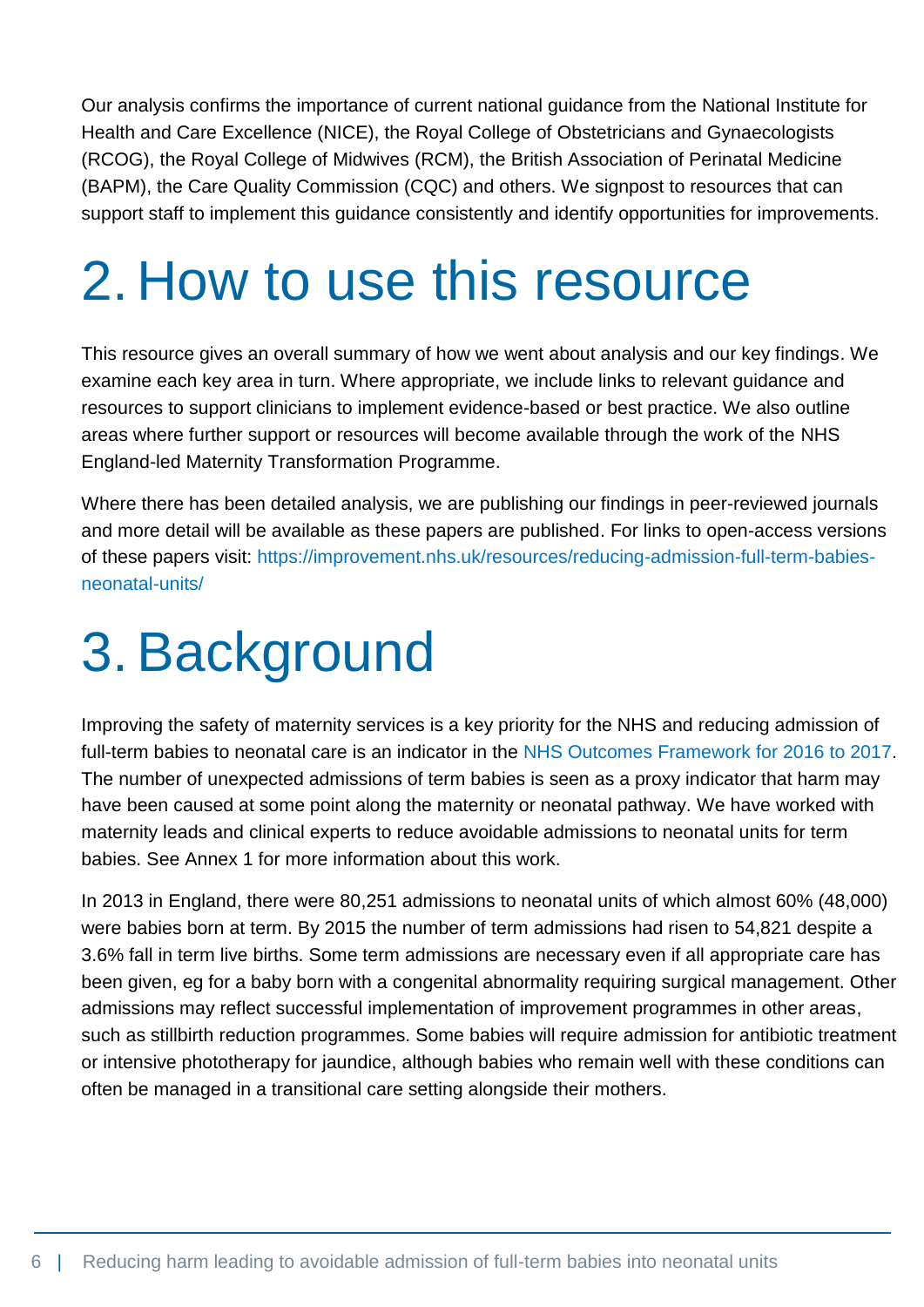Our analysis confirms the importance of current national guidance from the National Institute for Health and Care Excellence (NICE), the Royal College of Obstetricians and Gynaecologists (RCOG), the Royal College of Midwives (RCM), the British Association of Perinatal Medicine (BAPM), the Care Quality Commission (CQC) and others. We signpost to resources that can support staff to implement this guidance consistently and identify opportunities for improvements.

# 2. How to use this resource

This resource gives an overall summary of how we went about analysis and our key findings. We examine each key area in turn. Where appropriate, we include links to relevant guidance and resources to support clinicians to implement evidence-based or best practice. We also outline areas where further support or resources will become available through the work of the NHS England-led Maternity Transformation Programme.

Where there has been detailed analysis, we are publishing our findings in peer-reviewed journals and more detail will be available as these papers are published. For links to open-access versions of these papers visit: https://improvement.nhs.uk/resources/reducing-admission-full-term-babies-neonatal-units/

# 3. Background

Improving the safety of maternity services is a key priority for the NHS and reducing admission of full-term babies to neonatal care is an indicator in the NHS Outcomes Framework for 2016 to 2017. The number of unexpected admissions of term babies is seen as a proxy indicator that harm may have been caused at some point along the maternity or neonatal pathway. We have worked with maternity leads and clinical experts to reduce avoidable admissions to neonatal units for term babies. See Annex 1 for more information about this work.

In 2013 in England, there were 80,251 admissions to neonatal units of which almost 60% (48,000) were babies born at term. By 2015 the number of term admissions had risen to 54,821 despite a 3.6% fall in term live births. Some term admissions are necessary even if all appropriate care has been given, eg for a baby born with a congenital abnormality requiring surgical management. Other admissions may reflect successful implementation of improvement programmes in other areas, such as stillbirth reduction programmes. Some babies will require admission for antibiotic treatment or intensive phototherapy for jaundice, although babies who remain well with these conditions can often be managed in a transitional care setting alongside their mothers.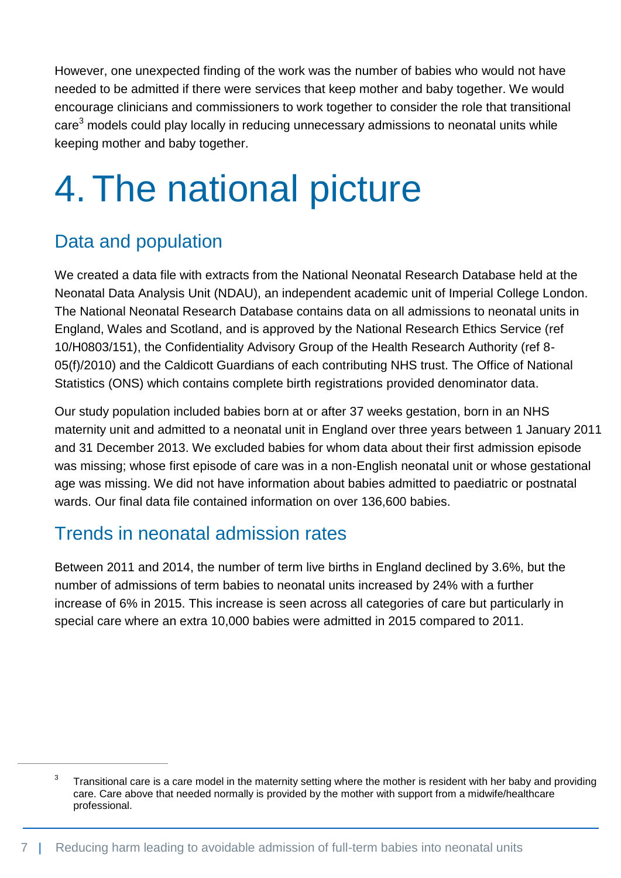However, one unexpected finding of the work was the number of babies who would not have needed to be admitted if there were services that keep mother and baby together. We would encourage clinicians and commissioners to work together to consider the role that transitional care[3] models could play locally in reducing unnecessary admissions to neonatal units while keeping mother and baby together.

# 4. The national picture

## Data and population

We created a data file with extracts from the National Neonatal Research Database held at the Neonatal Data Analysis Unit (NDAU), an independent academic unit of Imperial College London. The National Neonatal Research Database contains data on all admissions to neonatal units in England, Wales and Scotland, and is approved by the National Research Ethics Service (ref 10/H0803/151), the Confidentiality Advisory Group of the Health Research Authority (ref 8-05(f)/2010) and the Caldicott Guardians of each contributing NHS trust. The Office of National Statistics (ONS) which contains complete birth registrations provided denominator data.

Our study population included babies born at or after 37 weeks gestation, born in an NHS maternity unit and admitted to a neonatal unit in England over three years between 1 January 2011 and 31 December 2013. We excluded babies for whom data about their first admission episode was missing; whose first episode of care was in a non-English neonatal unit or whose gestational age was missing. We did not have information about babies admitted to paediatric or postnatal wards. Our final data file contained information on over 136,600 babies.

## Trends in neonatal admission rates

Between 2011 and 2014, the number of term live births in England declined by 3.6%, but the number of admissions of term babies to neonatal units increased by 24% with a further increase of 6% in 2015. This increase is seen across all categories of care but particularly in special care where an extra 10,000 babies were admitted in 2015 compared to 2011.

[3] Transitional care is a care model in the maternity setting where the mother is resident with her baby and providing care. Care above that needed normally is provided by the mother with support from a midwife/healthcare professional.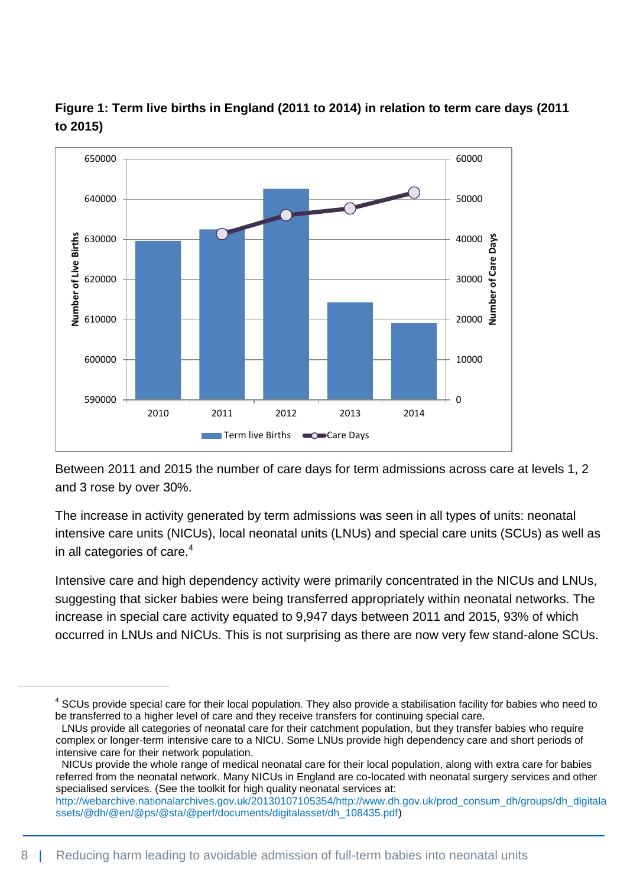**Figure 1: Term live births in England (2011 to 2014) in relation to term care days (2011 to 2015)**

Between 2011 and 2015 the number of care days for term admissions across care at levels 1, 2 and 3 rose by over 30%.

The increase in activity generated by term admissions was seen in all types of units: neonatal intensive care units (NICUs), local neonatal units (LNUs) and special care units (SCUs) as well as in all categories of care.[4]

Intensive care and high dependency activity were primarily concentrated in the NICUs and LNUs, suggesting that sicker babies were being transferred appropriately within neonatal networks. The increase in special care activity equated to 9,947 days between 2011 and 2015, 93% of which occurred in LNUs and NICUs. This is not surprising as there are now very few stand-alone SCUs.

---

[4] SCUs provide special care for their local population. They also provide a stabilisation facility for babies who need to be transferred to a higher level of care and they receive transfers for continuing special care.
LNUs provide all categories of neonatal care for their catchment population, but they transfer babies who require complex or longer-term intensive care to a NICU. Some LNUs provide high dependency care and short periods of intensive care for their network population.
NICUs provide the whole range of medical neonatal care for their local population, along with extra care for babies referred from the neonatal network. Many NICUs in England are co-located with neonatal surgery services and other specialised services. (See the toolkit for high quality neonatal services at: http://webarchive.nationalarchives.gov.uk/20130107105354/http://www.dh.gov.uk/prod_consum_dh/groups/dh_digitalassets/@dh/@en/@ps/@sta/@perf/documents/digitalasset/dh_108435.pdf)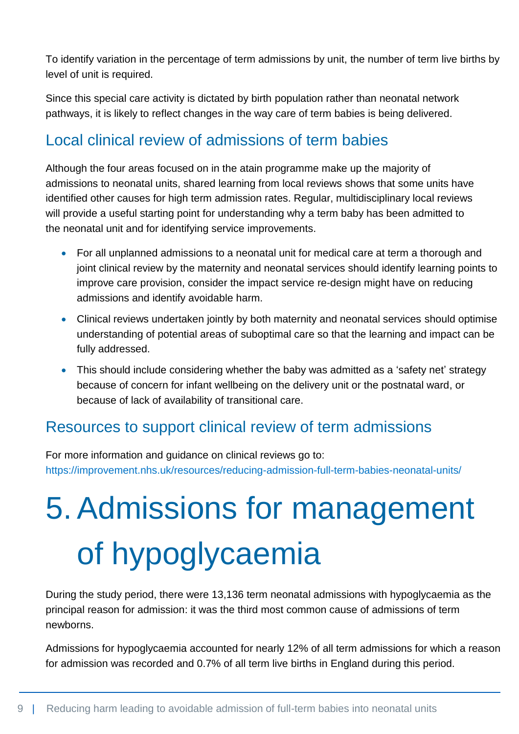To identify variation in the percentage of term admissions by unit, the number of term live births by level of unit is required.

Since this special care activity is dictated by birth population rather than neonatal network pathways, it is likely to reflect changes in the way care of term babies is being delivered.

## Local clinical review of admissions of term babies

Although the four areas focused on in the atain programme make up the majority of admissions to neonatal units, shared learning from local reviews shows that some units have identified other causes for high term admission rates. Regular, multidisciplinary local reviews will provide a useful starting point for understanding why a term baby has been admitted to the neonatal unit and for identifying service improvements.

- For all unplanned admissions to a neonatal unit for medical care at term a thorough and joint clinical review by the maternity and neonatal services should identify learning points to improve care provision, consider the impact service re-design might have on reducing admissions and identify avoidable harm.
- Clinical reviews undertaken jointly by both maternity and neonatal services should optimise understanding of potential areas of suboptimal care so that the learning and impact can be fully addressed.
- This should include considering whether the baby was admitted as a 'safety net' strategy because of concern for infant wellbeing on the delivery unit or the postnatal ward, or because of lack of availability of transitional care.

## Resources to support clinical review of term admissions

For more information and guidance on clinical reviews go to: https://improvement.nhs.uk/resources/reducing-admission-full-term-babies-neonatal-units/

# 5. Admissions for management of hypoglycaemia

During the study period, there were 13,136 term neonatal admissions with hypoglycaemia as the principal reason for admission: it was the third most common cause of admissions of term newborns.

Admissions for hypoglycaemia accounted for nearly 12% of all term admissions for which a reason for admission was recorded and 0.7% of all term live births in England during this period.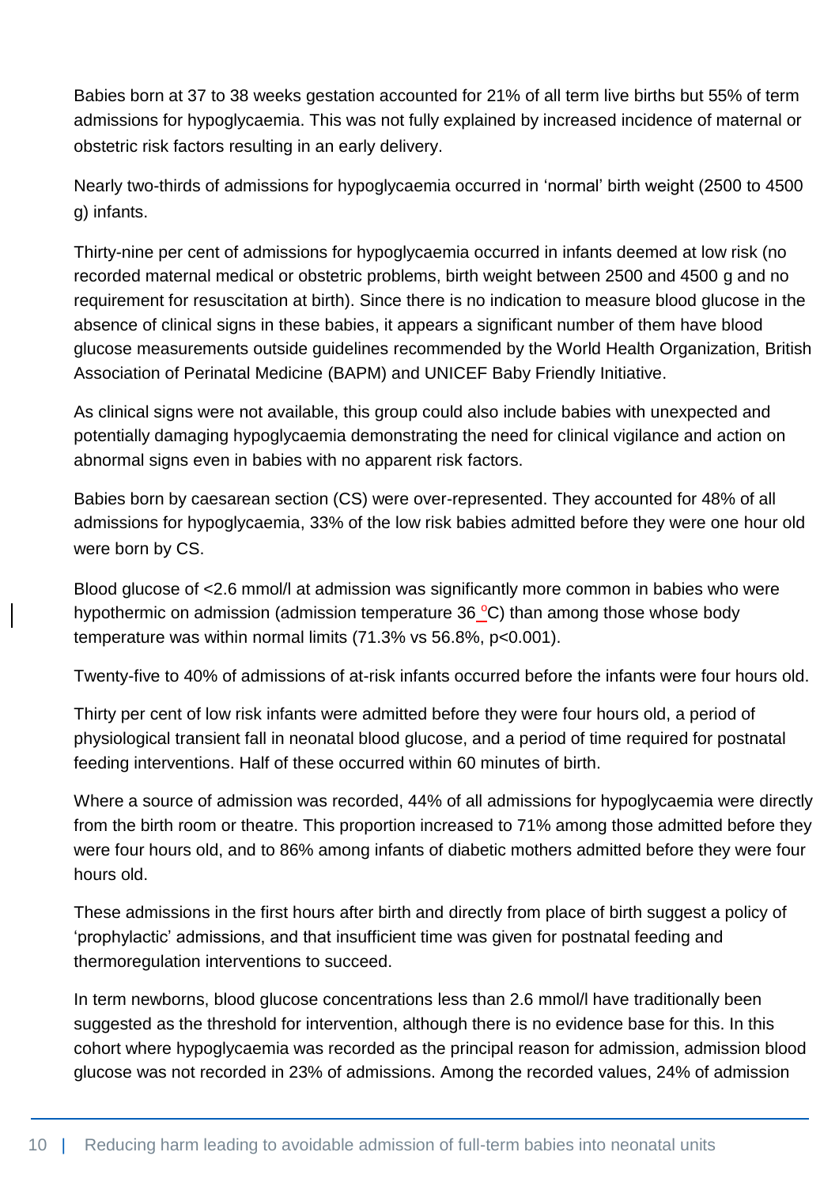Babies born at 37 to 38 weeks gestation accounted for 21% of all term live births but 55% of term admissions for hypoglycaemia. This was not fully explained by increased incidence of maternal or obstetric risk factors resulting in an early delivery.

Nearly two-thirds of admissions for hypoglycaemia occurred in 'normal' birth weight (2500 to 4500 g) infants.

Thirty-nine per cent of admissions for hypoglycaemia occurred in infants deemed at low risk (no recorded maternal medical or obstetric problems, birth weight between 2500 and 4500 g and no requirement for resuscitation at birth). Since there is no indication to measure blood glucose in the absence of clinical signs in these babies, it appears a significant number of them have blood glucose measurements outside guidelines recommended by the World Health Organization, British Association of Perinatal Medicine (BAPM) and UNICEF Baby Friendly Initiative.

As clinical signs were not available, this group could also include babies with unexpected and potentially damaging hypoglycaemia demonstrating the need for clinical vigilance and action on abnormal signs even in babies with no apparent risk factors.

Babies born by caesarean section (CS) were over-represented. They accounted for 48% of all admissions for hypoglycaemia, 33% of the low risk babies admitted before they were one hour old were born by CS.

Blood glucose of <2.6 mmol/l at admission was significantly more common in babies who were hypothermic on admission (admission temperature 36 °C) than among those whose body temperature was within normal limits (71.3% vs 56.8%, $p<0.001$).

Twenty-five to 40% of admissions of at-risk infants occurred before the infants were four hours old.

Thirty per cent of low risk infants were admitted before they were four hours old, a period of physiological transient fall in neonatal blood glucose, and a period of time required for postnatal feeding interventions. Half of these occurred within 60 minutes of birth.

Where a source of admission was recorded, 44% of all admissions for hypoglycaemia were directly from the birth room or theatre. This proportion increased to 71% among those admitted before they were four hours old, and to 86% among infants of diabetic mothers admitted before they were four hours old.

These admissions in the first hours after birth and directly from place of birth suggest a policy of 'prophylactic' admissions, and that insufficient time was given for postnatal feeding and thermoregulation interventions to succeed.

In term newborns, blood glucose concentrations less than 2.6 mmol/l have traditionally been suggested as the threshold for intervention, although there is no evidence base for this. In this cohort where hypoglycaemia was recorded as the principal reason for admission, admission blood glucose was not recorded in 23% of admissions. Among the recorded values, 24% of admission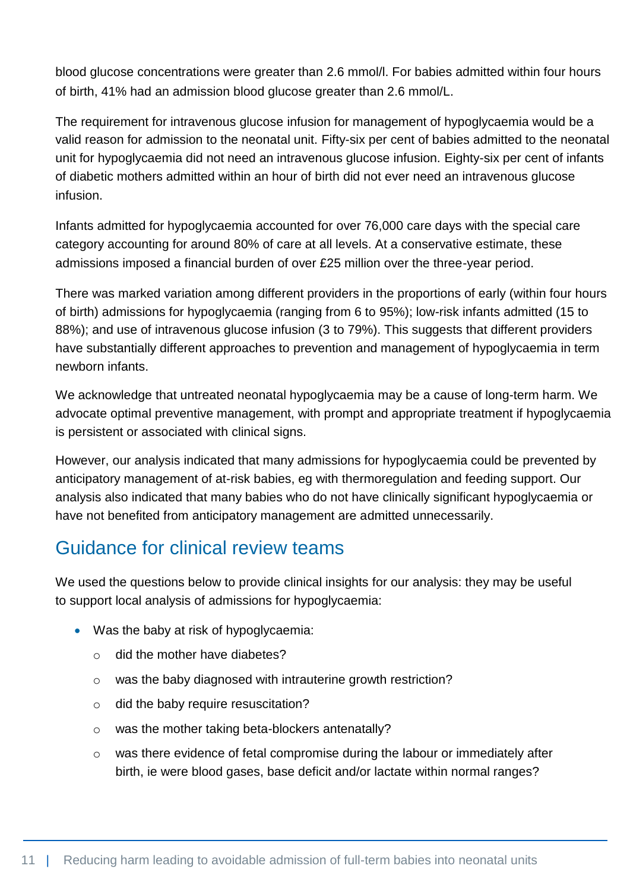blood glucose concentrations were greater than 2.6 mmol/l. For babies admitted within four hours of birth, 41% had an admission blood glucose greater than 2.6 mmol/L.

The requirement for intravenous glucose infusion for management of hypoglycaemia would be a valid reason for admission to the neonatal unit. Fifty-six per cent of babies admitted to the neonatal unit for hypoglycaemia did not need an intravenous glucose infusion. Eighty-six per cent of infants of diabetic mothers admitted within an hour of birth did not ever need an intravenous glucose infusion.

Infants admitted for hypoglycaemia accounted for over 76,000 care days with the special care category accounting for around 80% of care at all levels. At a conservative estimate, these admissions imposed a financial burden of over £25 million over the three-year period.

There was marked variation among different providers in the proportions of early (within four hours of birth) admissions for hypoglycaemia (ranging from 6 to 95%); low-risk infants admitted (15 to 88%); and use of intravenous glucose infusion (3 to 79%). This suggests that different providers have substantially different approaches to prevention and management of hypoglycaemia in term newborn infants.

We acknowledge that untreated neonatal hypoglycaemia may be a cause of long-term harm. We advocate optimal preventive management, with prompt and appropriate treatment if hypoglycaemia is persistent or associated with clinical signs.

However, our analysis indicated that many admissions for hypoglycaemia could be prevented by anticipatory management of at-risk babies, eg with thermoregulation and feeding support. Our analysis also indicated that many babies who do not have clinically significant hypoglycaemia or have not benefited from anticipatory management are admitted unnecessarily.

## Guidance for clinical review teams

We used the questions below to provide clinical insights for our analysis: they may be useful to support local analysis of admissions for hypoglycaemia:

- Was the baby at risk of hypoglycaemia:
  - did the mother have diabetes?
  - was the baby diagnosed with intrauterine growth restriction?
  - did the baby require resuscitation?
  - was the mother taking beta-blockers antenatally?
  - was there evidence of fetal compromise during the labour or immediately after birth, ie were blood gases, base deficit and/or lactate within normal ranges?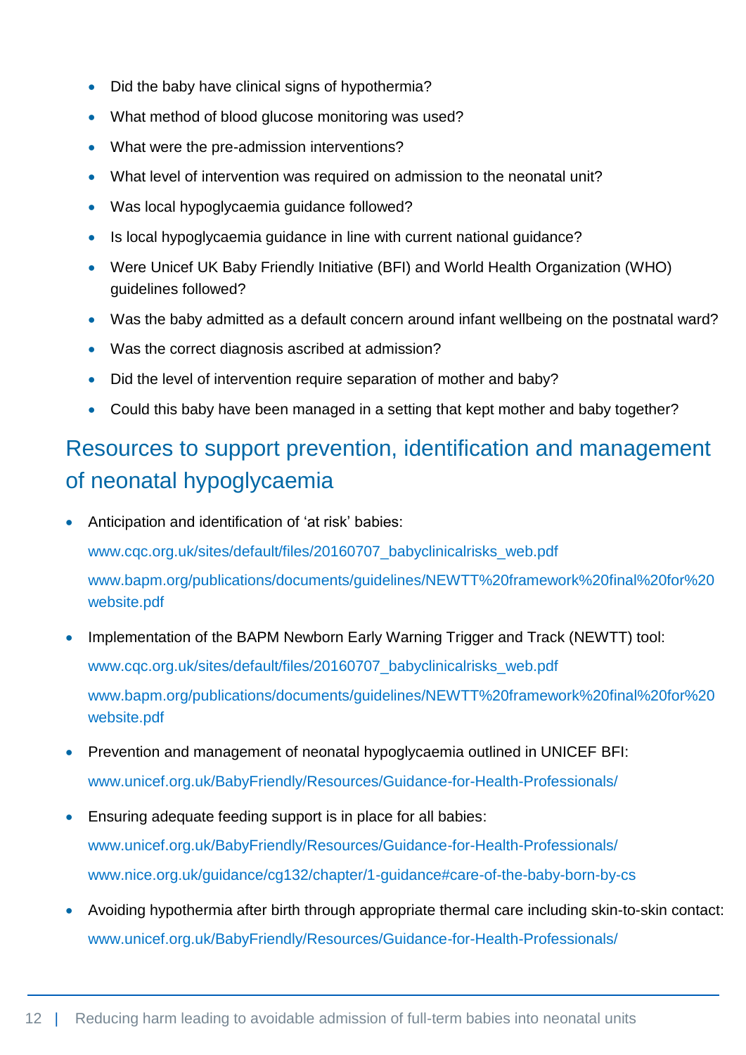- Did the baby have clinical signs of hypothermia?
- What method of blood glucose monitoring was used?
- What were the pre-admission interventions?
- What level of intervention was required on admission to the neonatal unit?
- Was local hypoglycaemia guidance followed?
- Is local hypoglycaemia guidance in line with current national guidance?
- Were Unicef UK Baby Friendly Initiative (BFI) and World Health Organization (WHO) guidelines followed?
- Was the baby admitted as a default concern around infant wellbeing on the postnatal ward?
- Was the correct diagnosis ascribed at admission?
- Did the level of intervention require separation of mother and baby?
- Could this baby have been managed in a setting that kept mother and baby together?

## Resources to support prevention, identification and management of neonatal hypoglycaemia

- Anticipation and identification of 'at risk' babies:

  www.cqc.org.uk/sites/default/files/20160707_babyclinicalrisks_web.pdf

  www.bapm.org/publications/documents/guidelines/NEWTT%20framework%20final%20for%20website.pdf

- Implementation of the BAPM Newborn Early Warning Trigger and Track (NEWTT) tool:

  www.cqc.org.uk/sites/default/files/20160707_babyclinicalrisks_web.pdf

  www.bapm.org/publications/documents/guidelines/NEWTT%20framework%20final%20for%20website.pdf

- Prevention and management of neonatal hypoglycaemia outlined in UNICEF BFI:

  www.unicef.org.uk/BabyFriendly/Resources/Guidance-for-Health-Professionals/

- Ensuring adequate feeding support is in place for all babies:

  www.unicef.org.uk/BabyFriendly/Resources/Guidance-for-Health-Professionals/

  www.nice.org.uk/guidance/cg132/chapter/1-guidance#care-of-the-baby-born-by-cs

- Avoiding hypothermia after birth through appropriate thermal care including skin-to-skin contact:

  www.unicef.org.uk/BabyFriendly/Resources/Guidance-for-Health-Professionals/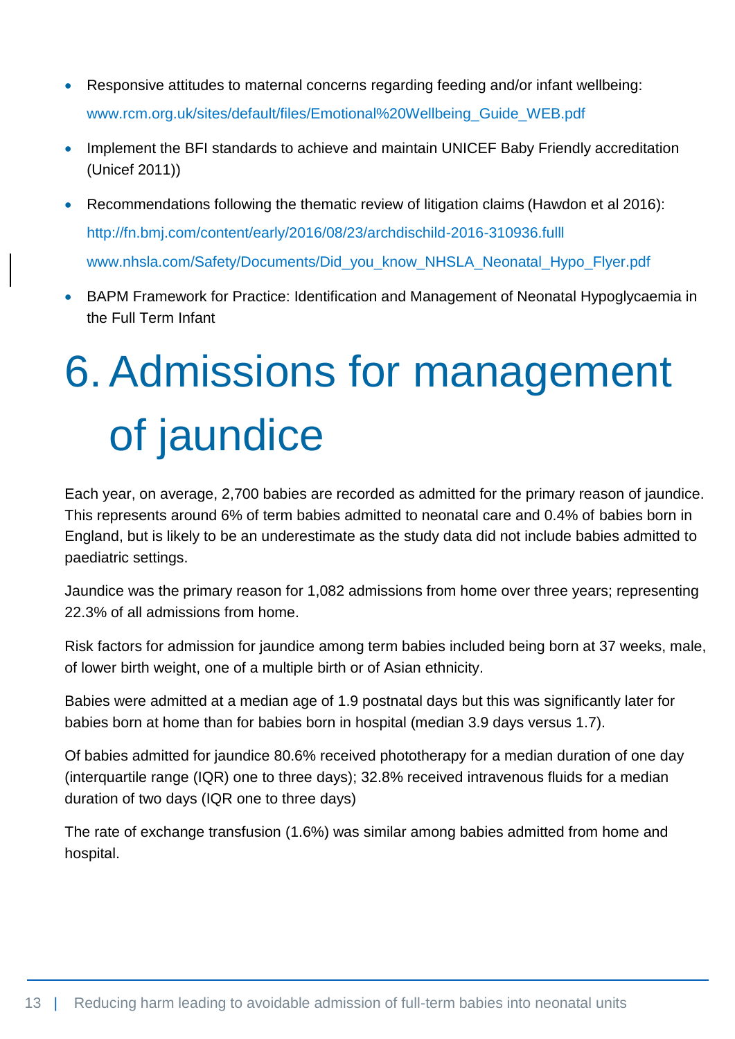- Responsive attitudes to maternal concerns regarding feeding and/or infant wellbeing: www.rcm.org.uk/sites/default/files/Emotional%20Wellbeing_Guide_WEB.pdf
- Implement the BFI standards to achieve and maintain UNICEF Baby Friendly accreditation (Unicef 2011))
- Recommendations following the thematic review of litigation claims (Hawdon et al 2016): http://fn.bmj.com/content/early/2016/08/23/archdischild-2016-310936.fulll www.nhsla.com/Safety/Documents/Did_you_know_NHSLA_Neonatal_Hypo_Flyer.pdf
- BAPM Framework for Practice: Identification and Management of Neonatal Hypoglycaemia in the Full Term Infant

# 6. Admissions for management of jaundice

Each year, on average, 2,700 babies are recorded as admitted for the primary reason of jaundice. This represents around 6% of term babies admitted to neonatal care and 0.4% of babies born in England, but is likely to be an underestimate as the study data did not include babies admitted to paediatric settings.

Jaundice was the primary reason for 1,082 admissions from home over three years; representing 22.3% of all admissions from home.

Risk factors for admission for jaundice among term babies included being born at 37 weeks, male, of lower birth weight, one of a multiple birth or of Asian ethnicity.

Babies were admitted at a median age of 1.9 postnatal days but this was significantly later for babies born at home than for babies born in hospital (median 3.9 days versus 1.7).

Of babies admitted for jaundice 80.6% received phototherapy for a median duration of one day (interquartile range (IQR) one to three days); 32.8% received intravenous fluids for a median duration of two days (IQR one to three days)

The rate of exchange transfusion (1.6%) was similar among babies admitted from home and hospital.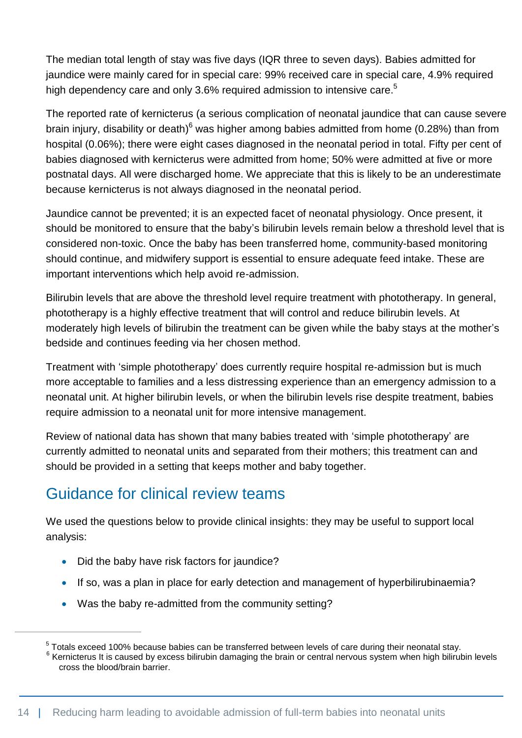The median total length of stay was five days (IQR three to seven days). Babies admitted for jaundice were mainly cared for in special care: 99% received care in special care, 4.9% required high dependency care and only 3.6% required admission to intensive care.[5]

The reported rate of kernicterus (a serious complication of neonatal jaundice that can cause severe brain injury, disability or death)[6] was higher among babies admitted from home (0.28%) than from hospital (0.06%); there were eight cases diagnosed in the neonatal period in total. Fifty per cent of babies diagnosed with kernicterus were admitted from home; 50% were admitted at five or more postnatal days. All were discharged home. We appreciate that this is likely to be an underestimate because kernicterus is not always diagnosed in the neonatal period.

Jaundice cannot be prevented; it is an expected facet of neonatal physiology. Once present, it should be monitored to ensure that the baby's bilirubin levels remain below a threshold level that is considered non-toxic. Once the baby has been transferred home, community-based monitoring should continue, and midwifery support is essential to ensure adequate feed intake. These are important interventions which help avoid re-admission.

Bilirubin levels that are above the threshold level require treatment with phototherapy. In general, phototherapy is a highly effective treatment that will control and reduce bilirubin levels. At moderately high levels of bilirubin the treatment can be given while the baby stays at the mother's bedside and continues feeding via her chosen method.

Treatment with 'simple phototherapy' does currently require hospital re-admission but is much more acceptable to families and a less distressing experience than an emergency admission to a neonatal unit. At higher bilirubin levels, or when the bilirubin levels rise despite treatment, babies require admission to a neonatal unit for more intensive management.

Review of national data has shown that many babies treated with 'simple phototherapy' are currently admitted to neonatal units and separated from their mothers; this treatment can and should be provided in a setting that keeps mother and baby together.

## Guidance for clinical review teams

We used the questions below to provide clinical insights: they may be useful to support local analysis:

- Did the baby have risk factors for jaundice?
- If so, was a plan in place for early detection and management of hyperbilirubinaemia?
- Was the baby re-admitted from the community setting?

---

[5] Totals exceed 100% because babies can be transferred between levels of care during their neonatal stay.

[6] Kernicterus It is caused by excess bilirubin damaging the brain or central nervous system when high bilirubin levels cross the blood/brain barrier.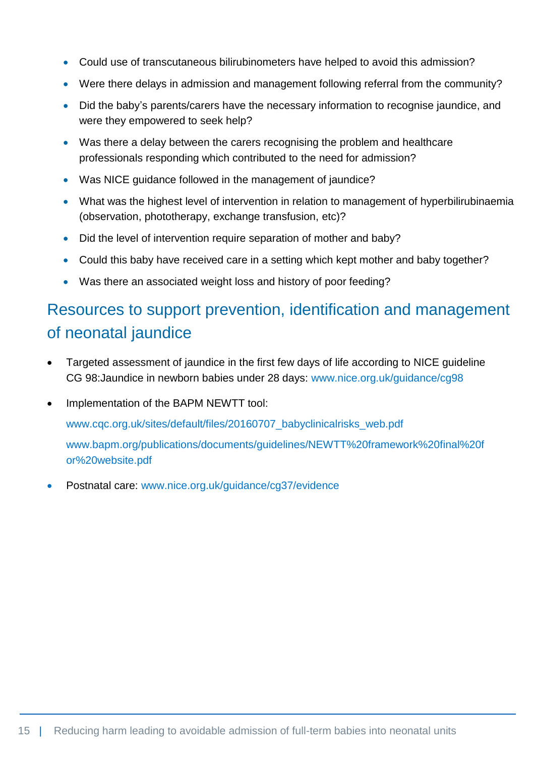- Could use of transcutaneous bilirubinometers have helped to avoid this admission?
- Were there delays in admission and management following referral from the community?
- Did the baby's parents/carers have the necessary information to recognise jaundice, and were they empowered to seek help?
- Was there a delay between the carers recognising the problem and healthcare professionals responding which contributed to the need for admission?
- Was NICE guidance followed in the management of jaundice?
- What was the highest level of intervention in relation to management of hyperbilirubinaemia (observation, phototherapy, exchange transfusion, etc)?
- Did the level of intervention require separation of mother and baby?
- Could this baby have received care in a setting which kept mother and baby together?
- Was there an associated weight loss and history of poor feeding?

## Resources to support prevention, identification and management of neonatal jaundice

- Targeted assessment of jaundice in the first few days of life according to NICE guideline CG 98:Jaundice in newborn babies under 28 days: www.nice.org.uk/guidance/cg98
- Implementation of the BAPM NEWTT tool:

  www.cqc.org.uk/sites/default/files/20160707_babyclinicalrisks_web.pdf

  www.bapm.org/publications/documents/guidelines/NEWTT%20framework%20final%20for%20website.pdf
- Postnatal care: www.nice.org.uk/guidance/cg37/evidence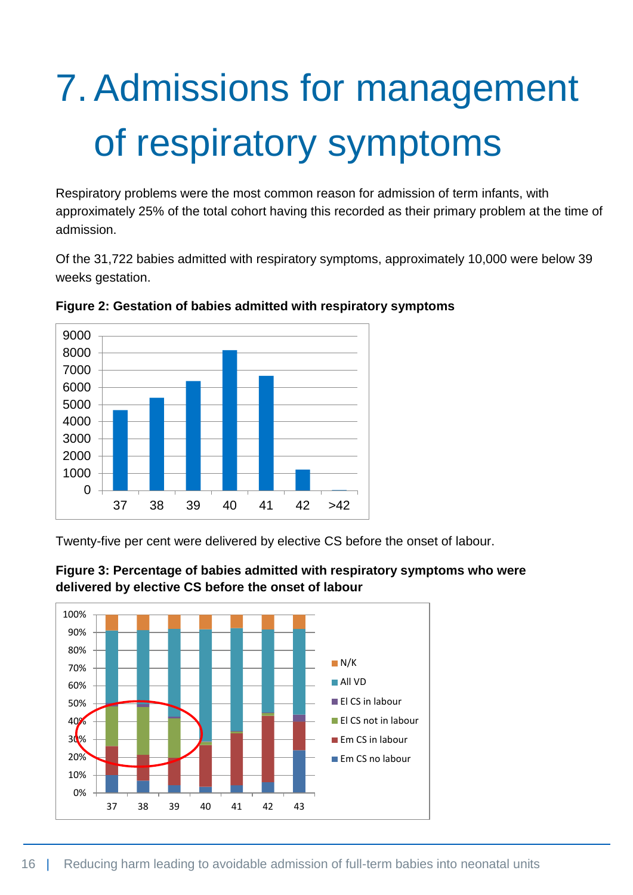# 7. Admissions for management of respiratory symptoms

Respiratory problems were the most common reason for admission of term infants, with approximately 25% of the total cohort having this recorded as their primary problem at the time of admission.

Of the 31,722 babies admitted with respiratory symptoms, approximately 10,000 were below 39 weeks gestation.

**Figure 2: Gestation of babies admitted with respiratory symptoms**

Twenty-five per cent were delivered by elective CS before the onset of labour.

**Figure 3: Percentage of babies admitted with respiratory symptoms who were delivered by elective CS before the onset of labour**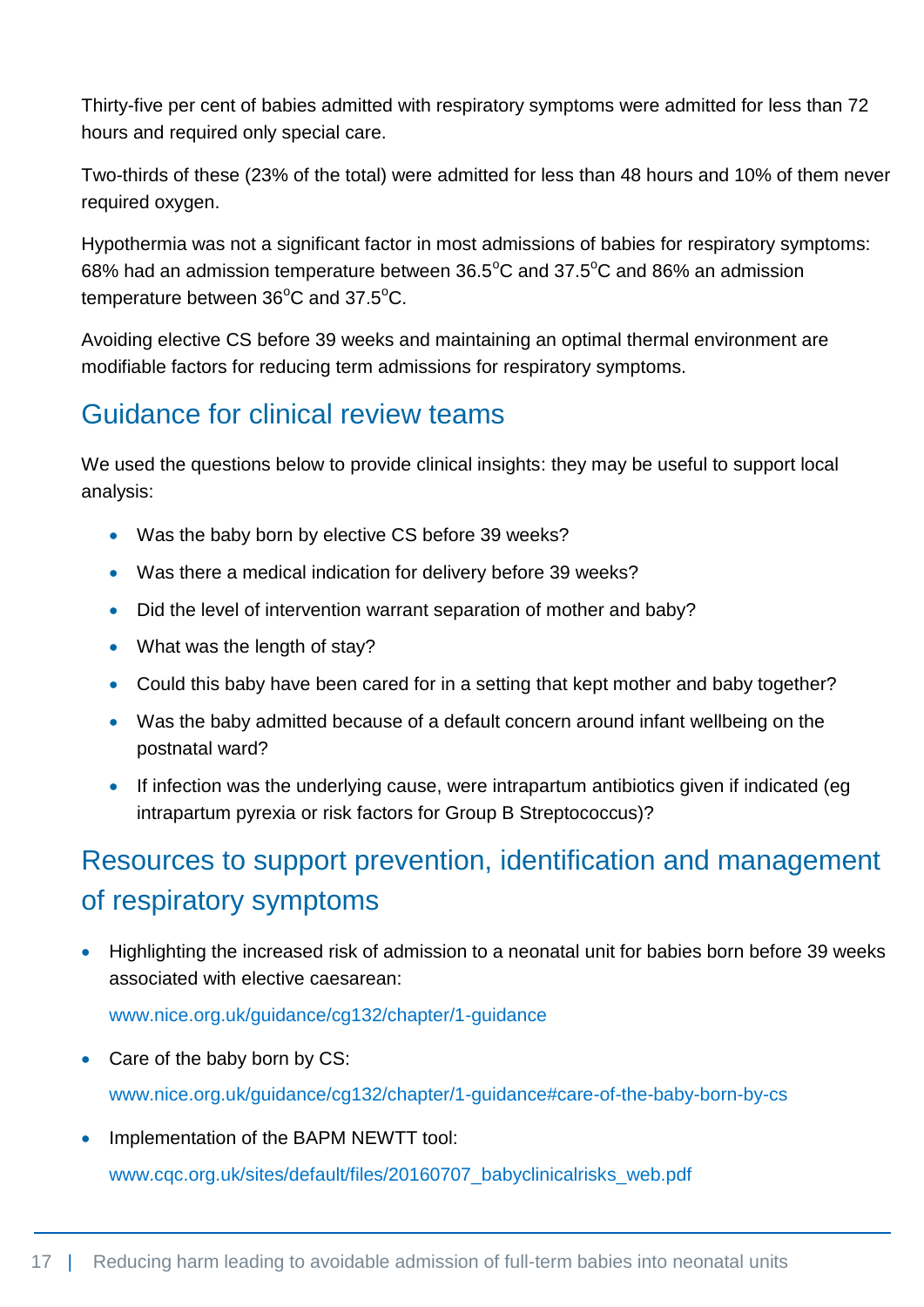Thirty-five per cent of babies admitted with respiratory symptoms were admitted for less than 72 hours and required only special care.

Two-thirds of these (23% of the total) were admitted for less than 48 hours and 10% of them never required oxygen.

Hypothermia was not a significant factor in most admissions of babies for respiratory symptoms: 68% had an admission temperature between 36.5°C and 37.5°C and 86% an admission temperature between 36°C and 37.5°C.

Avoiding elective CS before 39 weeks and maintaining an optimal thermal environment are modifiable factors for reducing term admissions for respiratory symptoms.

## Guidance for clinical review teams

We used the questions below to provide clinical insights: they may be useful to support local analysis:

- Was the baby born by elective CS before 39 weeks?
- Was there a medical indication for delivery before 39 weeks?
- Did the level of intervention warrant separation of mother and baby?
- What was the length of stay?
- Could this baby have been cared for in a setting that kept mother and baby together?
- Was the baby admitted because of a default concern around infant wellbeing on the postnatal ward?
- If infection was the underlying cause, were intrapartum antibiotics given if indicated (eg intrapartum pyrexia or risk factors for Group B Streptococcus)?

## Resources to support prevention, identification and management of respiratory symptoms

- Highlighting the increased risk of admission to a neonatal unit for babies born before 39 weeks associated with elective caesarean:

  www.nice.org.uk/guidance/cg132/chapter/1-guidance

- Care of the baby born by CS:

  www.nice.org.uk/guidance/cg132/chapter/1-guidance#care-of-the-baby-born-by-cs

- Implementation of the BAPM NEWTT tool:

  www.cqc.org.uk/sites/default/files/20160707_babyclinicalrisks_web.pdf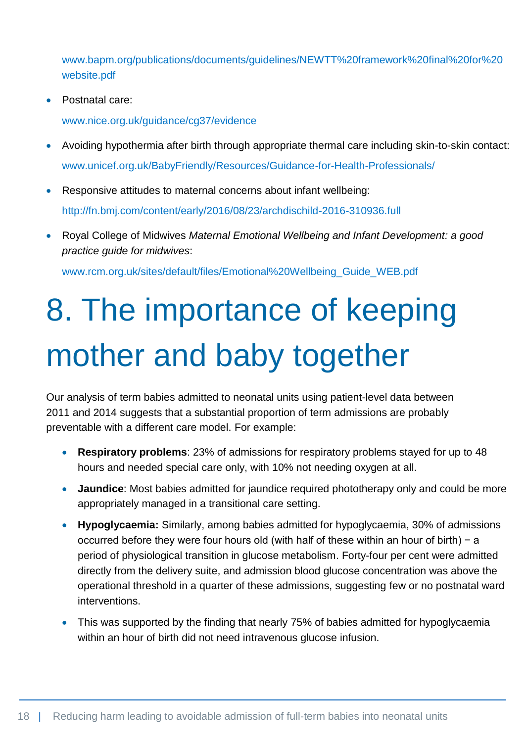www.bapm.org/publications/documents/guidelines/NEWTT%20framework%20final%20for%20website.pdf

- Postnatal care:

  www.nice.org.uk/guidance/cg37/evidence

- Avoiding hypothermia after birth through appropriate thermal care including skin-to-skin contact: www.unicef.org.uk/BabyFriendly/Resources/Guidance-for-Health-Professionals/

- Responsive attitudes to maternal concerns about infant wellbeing: http://fn.bmj.com/content/early/2016/08/23/archdischild-2016-310936.full

- Royal College of Midwives *Maternal Emotional Wellbeing and Infant Development: a good practice guide for midwives*:

  www.rcm.org.uk/sites/default/files/Emotional%20Wellbeing_Guide_WEB.pdf

# 8. The importance of keeping mother and baby together

Our analysis of term babies admitted to neonatal units using patient-level data between 2011 and 2014 suggests that a substantial proportion of term admissions are probably preventable with a different care model. For example:

- **Respiratory problems**: 23% of admissions for respiratory problems stayed for up to 48 hours and needed special care only, with 10% not needing oxygen at all.
- **Jaundice**: Most babies admitted for jaundice required phototherapy only and could be more appropriately managed in a transitional care setting.
- **Hypoglycaemia:** Similarly, among babies admitted for hypoglycaemia, 30% of admissions occurred before they were four hours old (with half of these within an hour of birth) − a period of physiological transition in glucose metabolism. Forty-four per cent were admitted directly from the delivery suite, and admission blood glucose concentration was above the operational threshold in a quarter of these admissions, suggesting few or no postnatal ward interventions.
- This was supported by the finding that nearly 75% of babies admitted for hypoglycaemia within an hour of birth did not need intravenous glucose infusion.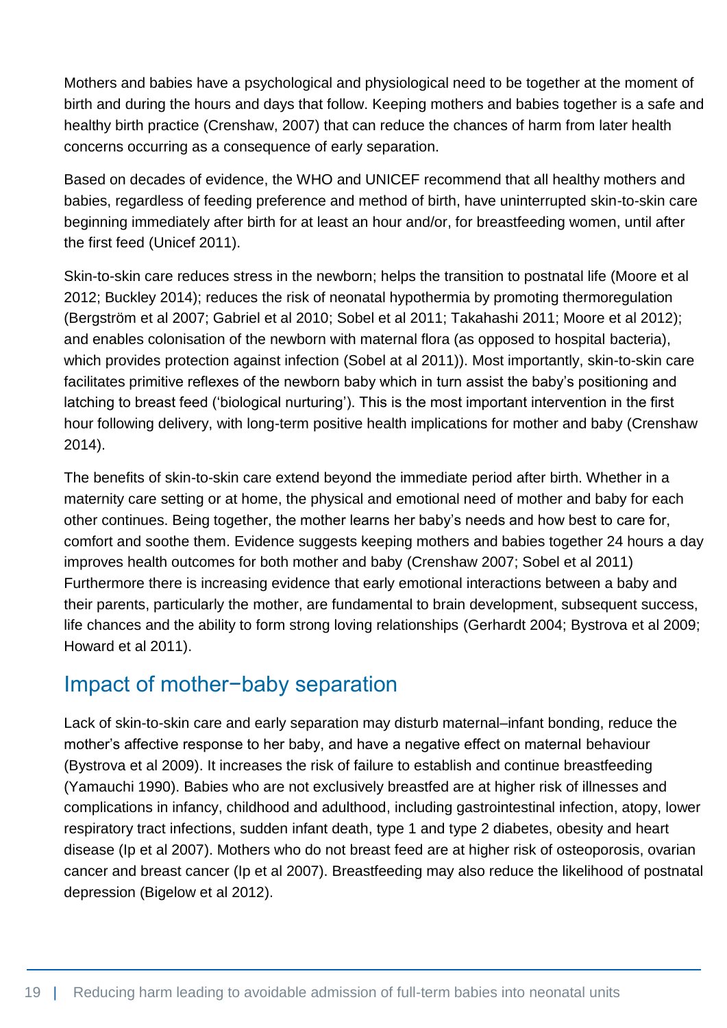Mothers and babies have a psychological and physiological need to be together at the moment of birth and during the hours and days that follow. Keeping mothers and babies together is a safe and healthy birth practice (Crenshaw, 2007) that can reduce the chances of harm from later health concerns occurring as a consequence of early separation.

Based on decades of evidence, the WHO and UNICEF recommend that all healthy mothers and babies, regardless of feeding preference and method of birth, have uninterrupted skin-to-skin care beginning immediately after birth for at least an hour and/or, for breastfeeding women, until after the first feed (Unicef 2011).

Skin-to-skin care reduces stress in the newborn; helps the transition to postnatal life (Moore et al 2012; Buckley 2014); reduces the risk of neonatal hypothermia by promoting thermoregulation (Bergström et al 2007; Gabriel et al 2010; Sobel et al 2011; Takahashi 2011; Moore et al 2012); and enables colonisation of the newborn with maternal flora (as opposed to hospital bacteria), which provides protection against infection (Sobel at al 2011)). Most importantly, skin-to-skin care facilitates primitive reflexes of the newborn baby which in turn assist the baby's positioning and latching to breast feed ('biological nurturing'). This is the most important intervention in the first hour following delivery, with long-term positive health implications for mother and baby (Crenshaw 2014).

The benefits of skin-to-skin care extend beyond the immediate period after birth. Whether in a maternity care setting or at home, the physical and emotional need of mother and baby for each other continues. Being together, the mother learns her baby's needs and how best to care for, comfort and soothe them. Evidence suggests keeping mothers and babies together 24 hours a day improves health outcomes for both mother and baby (Crenshaw 2007; Sobel et al 2011) Furthermore there is increasing evidence that early emotional interactions between a baby and their parents, particularly the mother, are fundamental to brain development, subsequent success, life chances and the ability to form strong loving relationships (Gerhardt 2004; Bystrova et al 2009; Howard et al 2011).

## Impact of mother−baby separation

Lack of skin-to-skin care and early separation may disturb maternal–infant bonding, reduce the mother's affective response to her baby, and have a negative effect on maternal behaviour (Bystrova et al 2009). It increases the risk of failure to establish and continue breastfeeding (Yamauchi 1990). Babies who are not exclusively breastfed are at higher risk of illnesses and complications in infancy, childhood and adulthood, including gastrointestinal infection, atopy, lower respiratory tract infections, sudden infant death, type 1 and type 2 diabetes, obesity and heart disease (Ip et al 2007). Mothers who do not breast feed are at higher risk of osteoporosis, ovarian cancer and breast cancer (Ip et al 2007). Breastfeeding may also reduce the likelihood of postnatal depression (Bigelow et al 2012).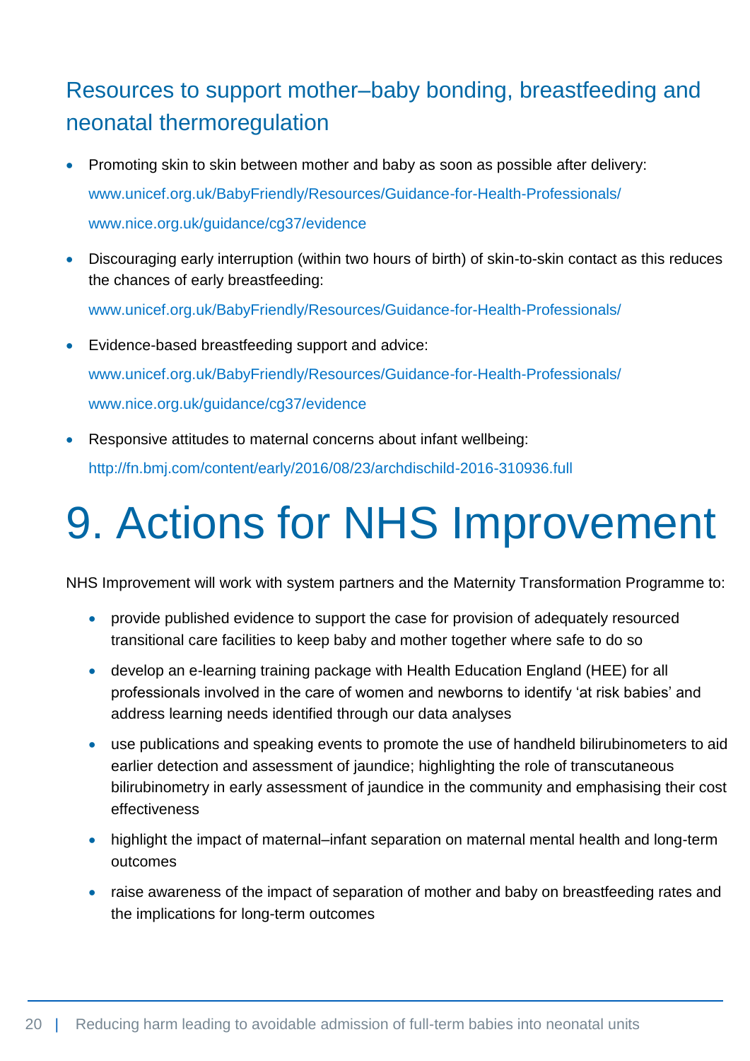## Resources to support mother–baby bonding, breastfeeding and neonatal thermoregulation

- Promoting skin to skin between mother and baby as soon as possible after delivery:
  www.unicef.org.uk/BabyFriendly/Resources/Guidance-for-Health-Professionals/
  www.nice.org.uk/guidance/cg37/evidence
- Discouraging early interruption (within two hours of birth) of skin-to-skin contact as this reduces the chances of early breastfeeding:
  www.unicef.org.uk/BabyFriendly/Resources/Guidance-for-Health-Professionals/
- Evidence-based breastfeeding support and advice:
  www.unicef.org.uk/BabyFriendly/Resources/Guidance-for-Health-Professionals/
  www.nice.org.uk/guidance/cg37/evidence
- Responsive attitudes to maternal concerns about infant wellbeing:
  http://fn.bmj.com/content/early/2016/08/23/archdischild-2016-310936.full

# 9. Actions for NHS Improvement

NHS Improvement will work with system partners and the Maternity Transformation Programme to:

- provide published evidence to support the case for provision of adequately resourced transitional care facilities to keep baby and mother together where safe to do so
- develop an e-learning training package with Health Education England (HEE) for all professionals involved in the care of women and newborns to identify 'at risk babies' and address learning needs identified through our data analyses
- use publications and speaking events to promote the use of handheld bilirubinometers to aid earlier detection and assessment of jaundice; highlighting the role of transcutaneous bilirubinometry in early assessment of jaundice in the community and emphasising their cost effectiveness
- highlight the impact of maternal–infant separation on maternal mental health and long-term outcomes
- raise awareness of the impact of separation of mother and baby on breastfeeding rates and the implications for long-term outcomes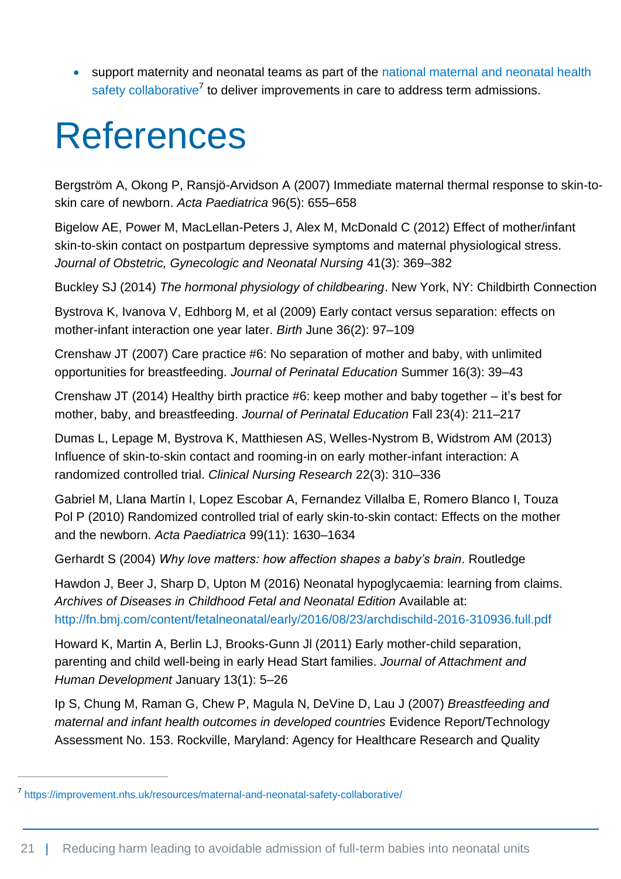- support maternity and neonatal teams as part of the national maternal and neonatal health safety collaborative[7] to deliver improvements in care to address term admissions.

# References

Bergström A, Okong P, Ransjö-Arvidson A (2007) Immediate maternal thermal response to skin-to-skin care of newborn. *Acta Paediatrica* 96(5): 655–658

Bigelow AE, Power M, MacLellan-Peters J, Alex M, McDonald C (2012) Effect of mother/infant skin-to-skin contact on postpartum depressive symptoms and maternal physiological stress. *Journal of Obstetric, Gynecologic and Neonatal Nursing* 41(3): 369–382

Buckley SJ (2014) *The hormonal physiology of childbearing*. New York, NY: Childbirth Connection

Bystrova K, Ivanova V, Edhborg M, et al (2009) Early contact versus separation: effects on mother-infant interaction one year later. *Birth* June 36(2): 97–109

Crenshaw JT (2007) Care practice #6: No separation of mother and baby, with unlimited opportunities for breastfeeding. *Journal of Perinatal Education* Summer 16(3): 39–43

Crenshaw JT (2014) Healthy birth practice #6: keep mother and baby together – it's best for mother, baby, and breastfeeding. *Journal of Perinatal Education* Fall 23(4): 211–217

Dumas L, Lepage M, Bystrova K, Matthiesen AS, Welles-Nystrom B, Widstrom AM (2013) Influence of skin-to-skin contact and rooming-in on early mother-infant interaction: A randomized controlled trial. *Clinical Nursing Research* 22(3): 310–336

Gabriel M, Llana Martín I, Lopez Escobar A, Fernandez Villalba E, Romero Blanco I, Touza Pol P (2010) Randomized controlled trial of early skin-to-skin contact: Effects on the mother and the newborn. *Acta Paediatrica* 99(11): 1630–1634

Gerhardt S (2004) *Why love matters: how affection shapes a baby's brain*. Routledge

Hawdon J, Beer J, Sharp D, Upton M (2016) Neonatal hypoglycaemia: learning from claims. *Archives of Diseases in Childhood Fetal and Neonatal Edition* Available at: http://fn.bmj.com/content/fetalneonatal/early/2016/08/23/archdischild-2016-310936.full.pdf

Howard K, Martin A, Berlin LJ, Brooks-Gunn Jl (2011) Early mother-child separation, parenting and child well-being in early Head Start families. *Journal of Attachment and Human Development* January 13(1): 5–26

Ip S, Chung M, Raman G, Chew P, Magula N, DeVine D, Lau J (2007) *Breastfeeding and maternal and infant health outcomes in developed countries* Evidence Report/Technology Assessment No. 153. Rockville, Maryland: Agency for Healthcare Research and Quality

[7] https://improvement.nhs.uk/resources/maternal-and-neonatal-safety-collaborative/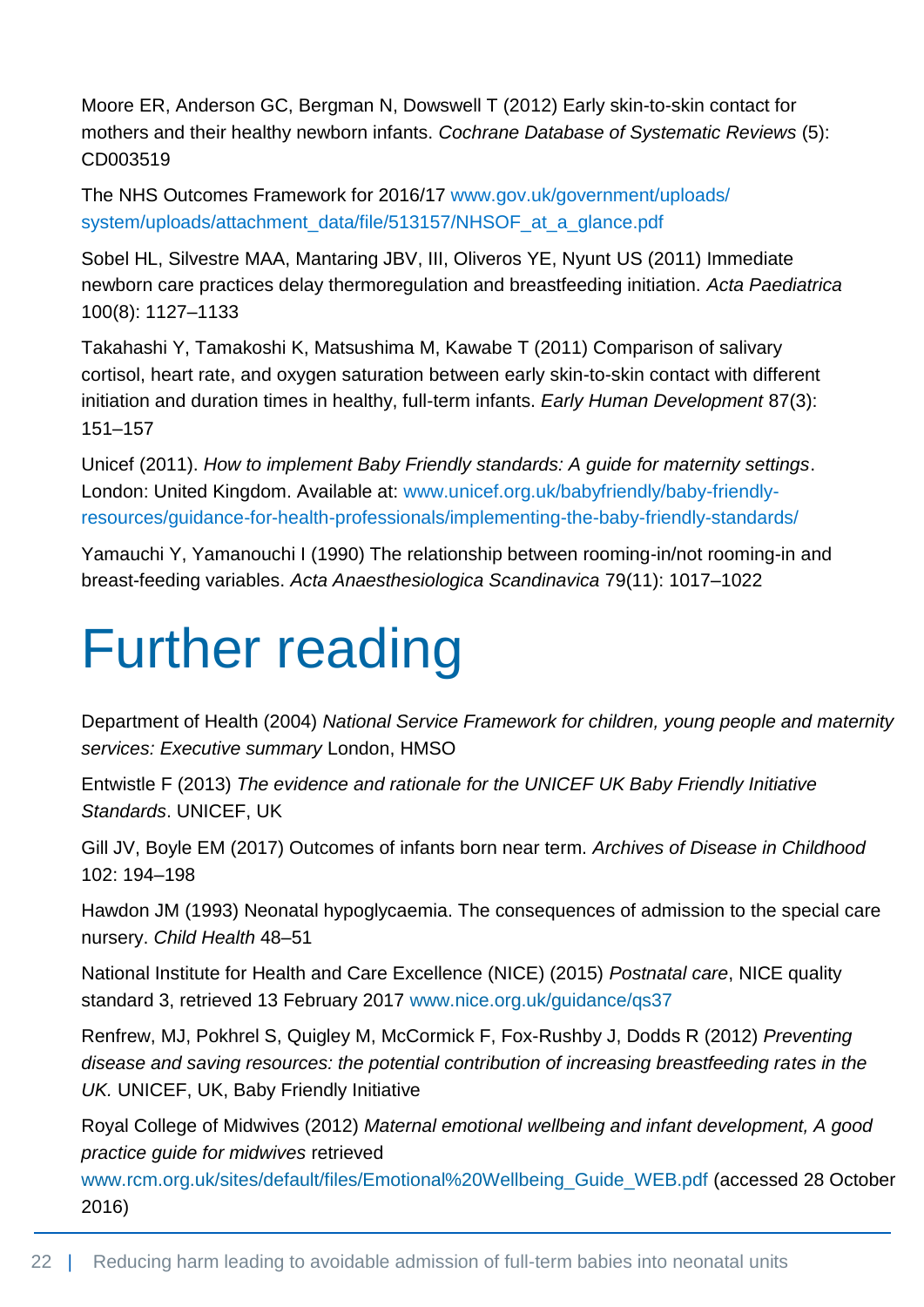Moore ER, Anderson GC, Bergman N, Dowswell T (2012) Early skin-to-skin contact for mothers and their healthy newborn infants. *Cochrane Database of Systematic Reviews* (5): CD003519

The NHS Outcomes Framework for 2016/17 www.gov.uk/government/uploads/system/uploads/attachment_data/file/513157/NHSOF_at_a_glance.pdf

Sobel HL, Silvestre MAA, Mantaring JBV, III, Oliveros YE, Nyunt US (2011) Immediate newborn care practices delay thermoregulation and breastfeeding initiation. *Acta Paediatrica* 100(8): 1127–1133

Takahashi Y, Tamakoshi K, Matsushima M, Kawabe T (2011) Comparison of salivary cortisol, heart rate, and oxygen saturation between early skin-to-skin contact with different initiation and duration times in healthy, full-term infants. *Early Human Development* 87(3): 151–157

Unicef (2011). *How to implement Baby Friendly standards: A guide for maternity settings*. London: United Kingdom. Available at: www.unicef.org.uk/babyfriendly/baby-friendly-resources/guidance-for-health-professionals/implementing-the-baby-friendly-standards/

Yamauchi Y, Yamanouchi I (1990) The relationship between rooming-in/not rooming-in and breast-feeding variables. *Acta Anaesthesiologica Scandinavica* 79(11): 1017–1022

# Further reading

Department of Health (2004) *National Service Framework for children, young people and maternity services: Executive summary* London, HMSO

Entwistle F (2013) *The evidence and rationale for the UNICEF UK Baby Friendly Initiative Standards*. UNICEF, UK

Gill JV, Boyle EM (2017) Outcomes of infants born near term. *Archives of Disease in Childhood* 102: 194–198

Hawdon JM (1993) Neonatal hypoglycaemia. The consequences of admission to the special care nursery. *Child Health* 48–51

National Institute for Health and Care Excellence (NICE) (2015) *Postnatal care*, NICE quality standard 3, retrieved 13 February 2017 www.nice.org.uk/guidance/qs37

Renfrew, MJ, Pokhrel S, Quigley M, McCormick F, Fox-Rushby J, Dodds R (2012) *Preventing disease and saving resources: the potential contribution of increasing breastfeeding rates in the UK.* UNICEF, UK, Baby Friendly Initiative

Royal College of Midwives (2012) *Maternal emotional wellbeing and infant development, A good practice guide for midwives* retrieved www.rcm.org.uk/sites/default/files/Emotional%20Wellbeing_Guide_WEB.pdf (accessed 28 October 2016)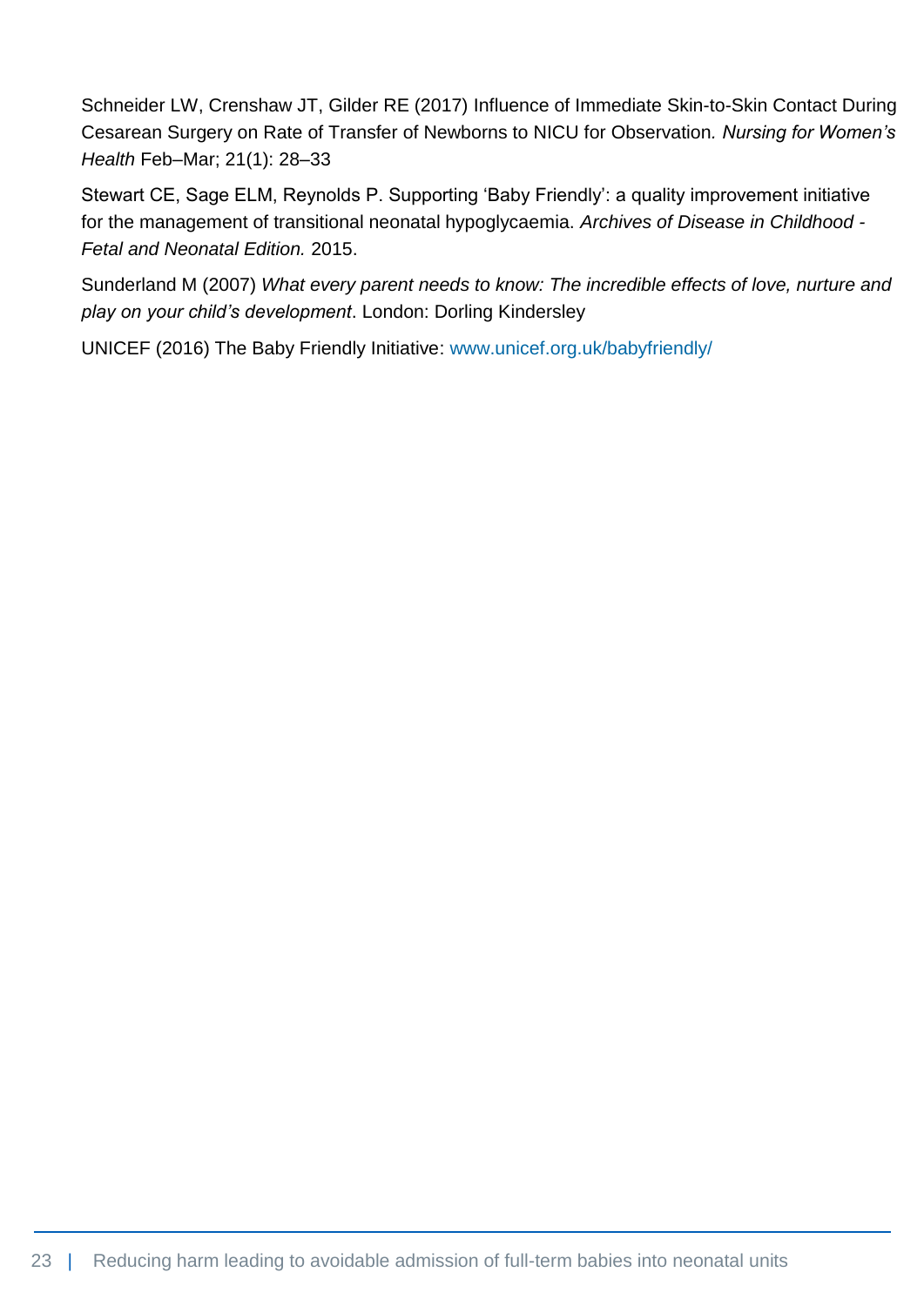Schneider LW, Crenshaw JT, Gilder RE (2017) Influence of Immediate Skin-to-Skin Contact During Cesarean Surgery on Rate of Transfer of Newborns to NICU for Observation. *Nursing for Women's Health* Feb–Mar; 21(1): 28–33

Stewart CE, Sage ELM, Reynolds P. Supporting 'Baby Friendly': a quality improvement initiative for the management of transitional neonatal hypoglycaemia. *Archives of Disease in Childhood - Fetal and Neonatal Edition.* 2015.

Sunderland M (2007) *What every parent needs to know: The incredible effects of love, nurture and play on your child's development*. London: Dorling Kindersley

UNICEF (2016) The Baby Friendly Initiative: www.unicef.org.uk/babyfriendly/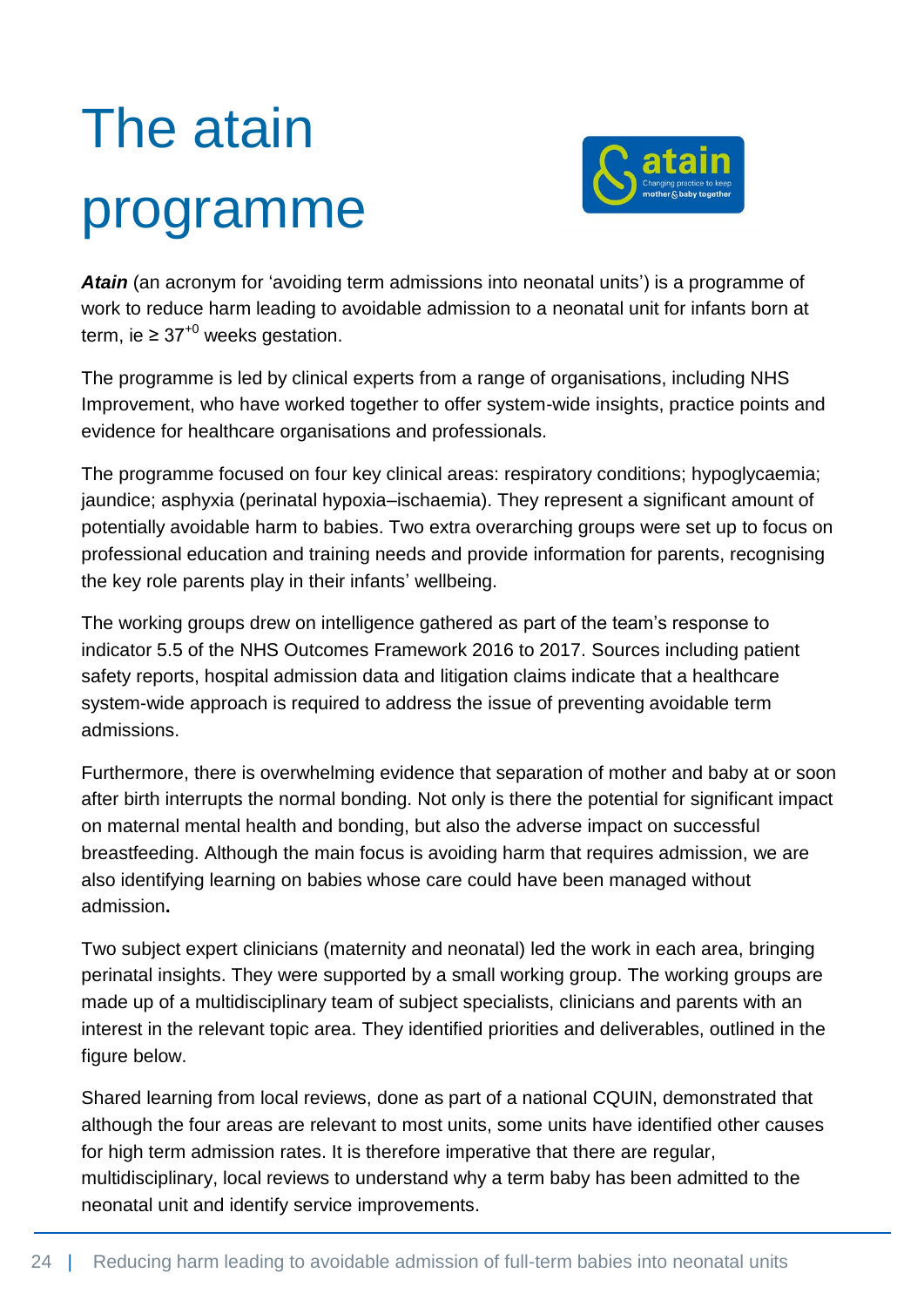# The atain programme

***Atain*** (an acronym for 'avoiding term admissions into neonatal units') is a programme of work to reduce harm leading to avoidable admission to a neonatal unit for infants born at term, ie ≥ $37^{+0}$ weeks gestation.

The programme is led by clinical experts from a range of organisations, including NHS Improvement, who have worked together to offer system-wide insights, practice points and evidence for healthcare organisations and professionals.

The programme focused on four key clinical areas: respiratory conditions; hypoglycaemia; jaundice; asphyxia (perinatal hypoxia–ischaemia). They represent a significant amount of potentially avoidable harm to babies. Two extra overarching groups were set up to focus on professional education and training needs and provide information for parents, recognising the key role parents play in their infants' wellbeing.

The working groups drew on intelligence gathered as part of the team's response to indicator 5.5 of the NHS Outcomes Framework 2016 to 2017. Sources including patient safety reports, hospital admission data and litigation claims indicate that a healthcare system-wide approach is required to address the issue of preventing avoidable term admissions.

Furthermore, there is overwhelming evidence that separation of mother and baby at or soon after birth interrupts the normal bonding. Not only is there the potential for significant impact on maternal mental health and bonding, but also the adverse impact on successful breastfeeding. Although the main focus is avoiding harm that requires admission, we are also identifying learning on babies whose care could have been managed without admission**.**

Two subject expert clinicians (maternity and neonatal) led the work in each area, bringing perinatal insights. They were supported by a small working group. The working groups are made up of a multidisciplinary team of subject specialists, clinicians and parents with an interest in the relevant topic area. They identified priorities and deliverables, outlined in the figure below.

Shared learning from local reviews, done as part of a national CQUIN, demonstrated that although the four areas are relevant to most units, some units have identified other causes for high term admission rates. It is therefore imperative that there are regular, multidisciplinary, local reviews to understand why a term baby has been admitted to the neonatal unit and identify service improvements.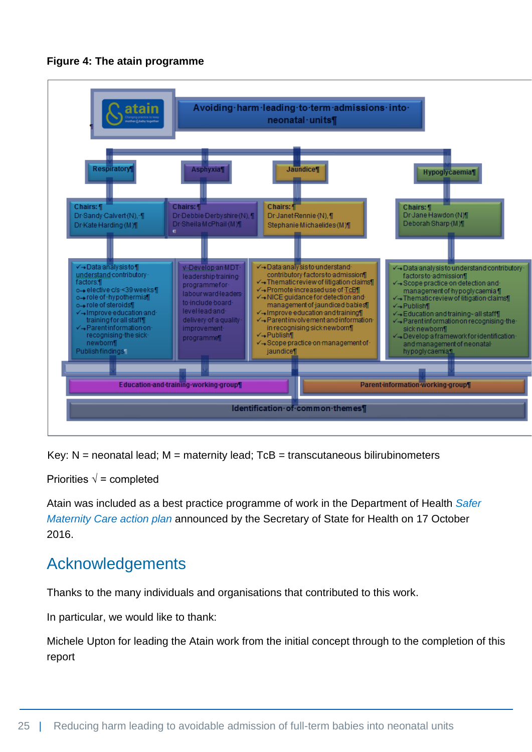**Figure 4: The atain programme**

atain — Changing practice to keep mother & baby together

Avoiding harm leading to term admissions into neonatal units

| Respiratory | Asphyxia | Jaundice | Hypoglycaemia |
|---|---|---|---|
| Chairs: Dr Sandy Calvert (N), Dr Kate Harding (M) | Chairs: Dr Debbie Derbyshire (N), Dr Sheila McPhail (M) | Chairs: Dr Janet Rennie (N), Stephanie Michaelides (M) | Chairs: Dr Jane Hawdon (N), Deborah Sharp (M) |
| ✓ Data analysis to understand contributory factors:<br>o elective c/s <39 weeks<br>o role of hypothermia<br>o role of steroids<br>✓ Improve education and training for all staff<br>✓ Parent information on recognising the sick newborn<br>Publish findings | √ Develop an MDT leadership training programme for labour ward leaders to include board level lead and delivery of a quality improvement programme | ✓ Data analysis to understand contributory factors to admission<br>✓ Thematic review of litigation claims<br>✓ Promote increased use of TcB<br>✓ NICE guidance for detection and management of jaundiced babies<br>✓ Improve education and training<br>✓ Parent involvement and information in recognising sick newborn<br>✓ Publish<br>✓ Scope practice on management of jaundice | ✓ Data analysis to understand contributory factors to admission<br>✓ Scope practice on detection and management of hypoglycaemia<br>✓ Thematic review of litigation claims<br>✓ Publish<br>✓ Education and training - all staff<br>✓ Parent information on recognising the sick newborn<br>✓ Develop a framework for identification and management of neonatal hypoglycaemia |

Education and training working group | Parent information working group

Identification of common themes

Key: N = neonatal lead; M = maternity lead; TcB = transcutaneous bilirubinometers

Priorities √ = completed

Atain was included as a best practice programme of work in the Department of Health *Safer Maternity Care action plan* announced by the Secretary of State for Health on 17 October 2016.

## Acknowledgements

Thanks to the many individuals and organisations that contributed to this work.

In particular, we would like to thank:

Michele Upton for leading the Atain work from the initial concept through to the completion of this report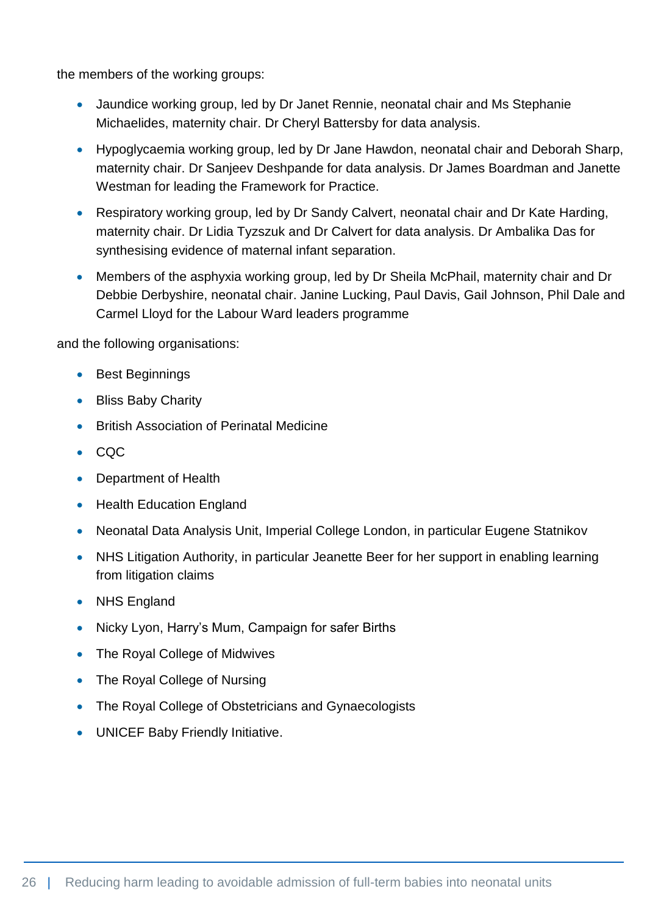the members of the working groups:

- Jaundice working group, led by Dr Janet Rennie, neonatal chair and Ms Stephanie Michaelides, maternity chair. Dr Cheryl Battersby for data analysis.
- Hypoglycaemia working group, led by Dr Jane Hawdon, neonatal chair and Deborah Sharp, maternity chair. Dr Sanjeev Deshpande for data analysis. Dr James Boardman and Janette Westman for leading the Framework for Practice.
- Respiratory working group, led by Dr Sandy Calvert, neonatal chair and Dr Kate Harding, maternity chair. Dr Lidia Tyzszuk and Dr Calvert for data analysis. Dr Ambalika Das for synthesising evidence of maternal infant separation.
- Members of the asphyxia working group, led by Dr Sheila McPhail, maternity chair and Dr Debbie Derbyshire, neonatal chair. Janine Lucking, Paul Davis, Gail Johnson, Phil Dale and Carmel Lloyd for the Labour Ward leaders programme

and the following organisations:

- Best Beginnings
- Bliss Baby Charity
- British Association of Perinatal Medicine
- CQC
- Department of Health
- Health Education England
- Neonatal Data Analysis Unit, Imperial College London, in particular Eugene Statnikov
- NHS Litigation Authority, in particular Jeanette Beer for her support in enabling learning from litigation claims
- NHS England
- Nicky Lyon, Harry's Mum, Campaign for safer Births
- The Royal College of Midwives
- The Royal College of Nursing
- The Royal College of Obstetricians and Gynaecologists
- UNICEF Baby Friendly Initiative.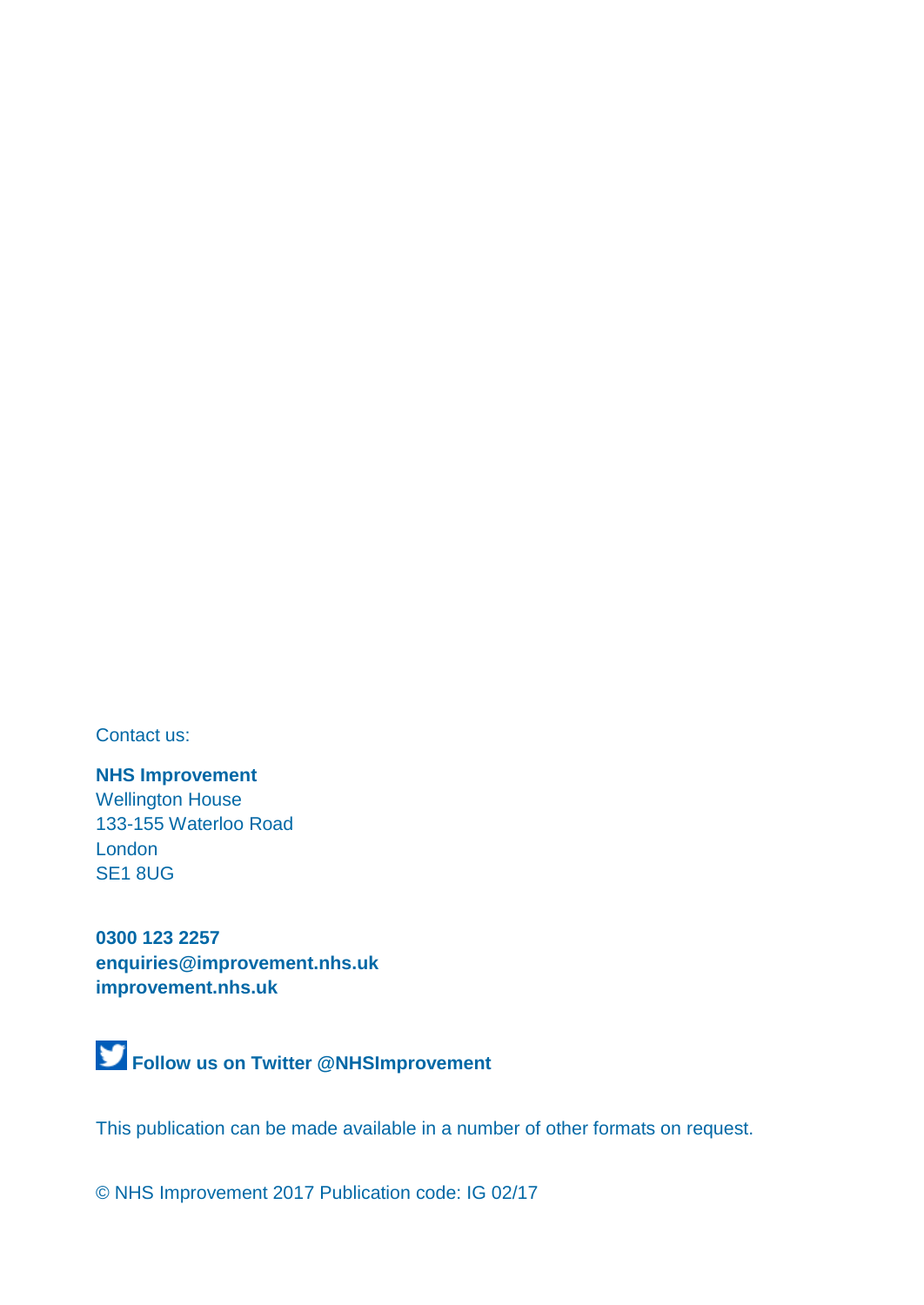Contact us:

**NHS Improvement**
Wellington House
133-155 Waterloo Road
London
SE1 8UG

**0300 123 2257**
**enquiries@improvement.nhs.uk**
**improvement.nhs.uk**

**Follow us on Twitter @NHSImprovement**

This publication can be made available in a number of other formats on request.

© NHS Improvement 2017 Publication code: IG 02/17